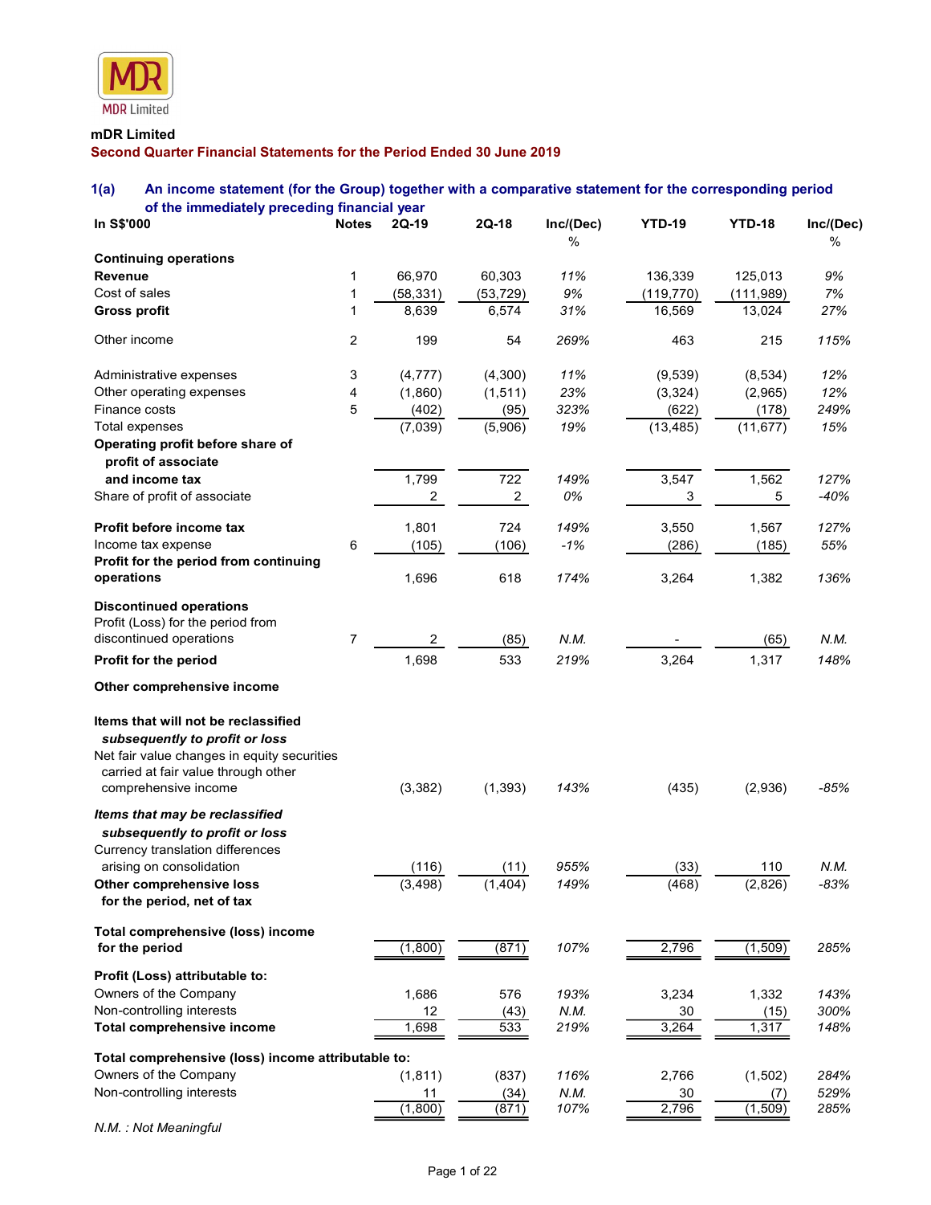MDR Limited

**mDR Limited**

**Second Quarter Financial Statements for the Period Ended 30 June 2019**

## 1(a) An income statement (for the Group) together with a comparative statement for the corresponding period of the immediately preceding financial year

| In S$'000 | Notes | 2Q-19 | 2Q-18 | Inc/(Dec) % | YTD-19 | YTD-18 | Inc/(Dec) % |
|---|---|---|---|---|---|---|---|
| **Continuing operations** | | | | | | | |
| **Revenue** | 1 | 66,970 | 60,303 | *11%* | 136,339 | 125,013 | *9%* |
| Cost of sales | 1 | (58,331) | (53,729) | *9%* | (119,770) | (111,989) | *7%* |
| **Gross profit** | 1 | 8,639 | 6,574 | *31%* | 16,569 | 13,024 | *27%* |
| Other income | 2 | 199 | 54 | *269%* | 463 | 215 | *115%* |
| Administrative expenses | 3 | (4,777) | (4,300) | *11%* | (9,539) | (8,534) | *12%* |
| Other operating expenses | 4 | (1,860) | (1,511) | *23%* | (3,324) | (2,965) | *12%* |
| Finance costs | 5 | (402) | (95) | *323%* | (622) | (178) | *249%* |
| Total expenses | | (7,039) | (5,906) | *19%* | (13,485) | (11,677) | *15%* |
| **Operating profit before share of profit of associate and income tax** | | 1,799 | 722 | *149%* | 3,547 | 1,562 | *127%* |
| Share of profit of associate | | 2 | 2 | *0%* | 3 | 5 | *-40%* |
| **Profit before income tax** | | 1,801 | 724 | *149%* | 3,550 | 1,567 | *127%* |
| Income tax expense | 6 | (105) | (106) | *-1%* | (286) | (185) | *55%* |
| **Profit for the period from continuing operations** | | 1,696 | 618 | *174%* | 3,264 | 1,382 | *136%* |
| **Discontinued operations** | | | | | | | |
| Profit (Loss) for the period from discontinued operations | 7 | 2 | (85) | *N.M.* | - | (65) | *N.M.* |
| **Profit for the period** | | 1,698 | 533 | *219%* | 3,264 | 1,317 | *148%* |
| **Other comprehensive income** | | | | | | | |
| **Items that will not be reclassified *subsequently to profit or loss*** | | | | | | | |
| Net fair value changes in equity securities carried at fair value through other comprehensive income | | (3,382) | (1,393) | *143%* | (435) | (2,936) | *-85%* |
| ***Items that may be reclassified subsequently to profit or loss*** | | | | | | | |
| Currency translation differences arising on consolidation | | (116) | (11) | *955%* | (33) | 110 | *N.M.* |
| **Other comprehensive loss for the period, net of tax** | | (3,498) | (1,404) | *149%* | (468) | (2,826) | *-83%* |
| **Total comprehensive (loss) income for the period** | | (1,800) | (871) | *107%* | 2,796 | (1,509) | *285%* |
| **Profit (Loss) attributable to:** | | | | | | | |
| Owners of the Company | | 1,686 | 576 | *193%* | 3,234 | 1,332 | *143%* |
| Non-controlling interests | | 12 | (43) | *N.M.* | 30 | (15) | *300%* |
| **Total comprehensive income** | | 1,698 | 533 | *219%* | 3,264 | 1,317 | *148%* |
| **Total comprehensive (loss) income attributable to:** | | | | | | | |
| Owners of the Company | | (1,811) | (837) | *116%* | 2,766 | (1,502) | *284%* |
| Non-controlling interests | | 11 | (34) | *N.M.* | 30 | (7) | *529%* |
| | | (1,800) | (871) | *107%* | 2,796 | (1,509) | *285%* |

*N.M. : Not Meaningful*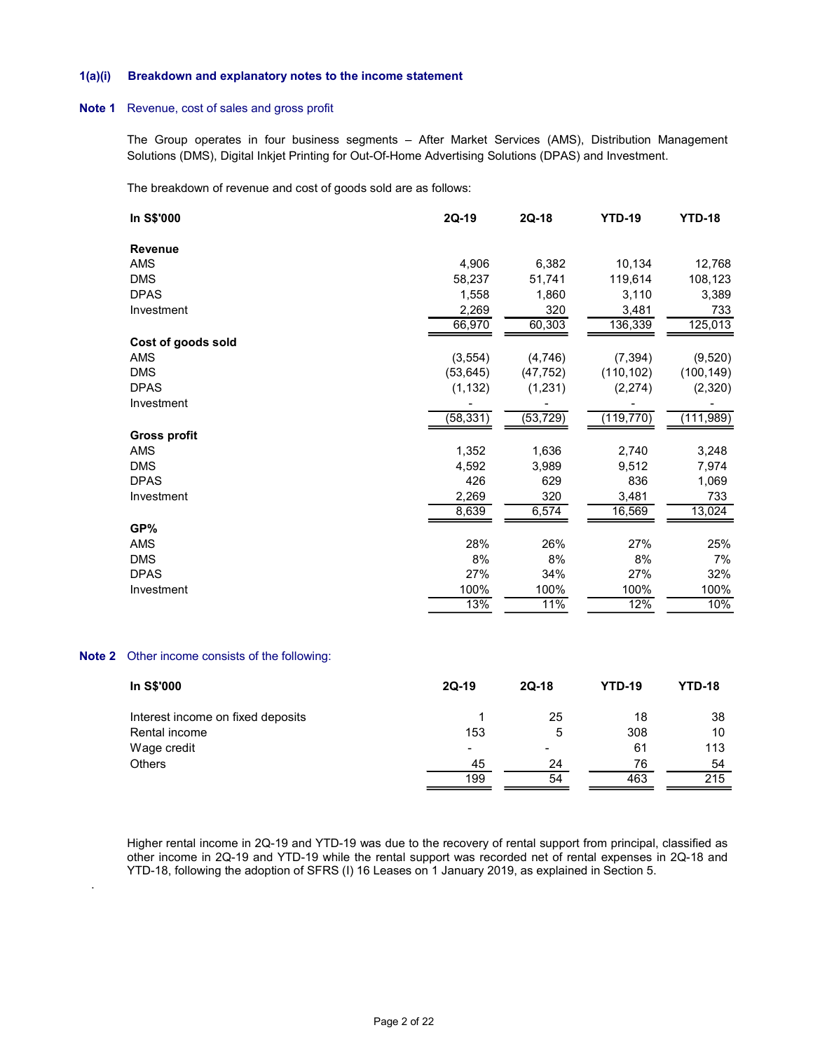### 1(a)(i) Breakdown and explanatory notes to the income statement

**Note 1** Revenue, cost of sales and gross profit

The Group operates in four business segments – After Market Services (AMS), Distribution Management Solutions (DMS), Digital Inkjet Printing for Out-Of-Home Advertising Solutions (DPAS) and Investment.

The breakdown of revenue and cost of goods sold are as follows:

| In S$'000 | 2Q-19 | 2Q-18 | YTD-19 | YTD-18 |
|---|---|---|---|---|
| **Revenue** | | | | |
| AMS | 4,906 | 6,382 | 10,134 | 12,768 |
| DMS | 58,237 | 51,741 | 119,614 | 108,123 |
| DPAS | 1,558 | 1,860 | 3,110 | 3,389 |
| Investment | 2,269 | 320 | 3,481 | 733 |
| | 66,970 | 60,303 | 136,339 | 125,013 |
| **Cost of goods sold** | | | | |
| AMS | (3,554) | (4,746) | (7,394) | (9,520) |
| DMS | (53,645) | (47,752) | (110,102) | (100,149) |
| DPAS | (1,132) | (1,231) | (2,274) | (2,320) |
| Investment | - | - | - | - |
| | (58,331) | (53,729) | (119,770) | (111,989) |
| **Gross profit** | | | | |
| AMS | 1,352 | 1,636 | 2,740 | 3,248 |
| DMS | 4,592 | 3,989 | 9,512 | 7,974 |
| DPAS | 426 | 629 | 836 | 1,069 |
| Investment | 2,269 | 320 | 3,481 | 733 |
| | 8,639 | 6,574 | 16,569 | 13,024 |
| **GP%** | | | | |
| AMS | 28% | 26% | 27% | 25% |
| DMS | 8% | 8% | 8% | 7% |
| DPAS | 27% | 34% | 27% | 32% |
| Investment | 100% | 100% | 100% | 100% |
| | 13% | 11% | 12% | 10% |

**Note 2** Other income consists of the following:

| In S$'000 | 2Q-19 | 2Q-18 | YTD-19 | YTD-18 |
|---|---|---|---|---|
| Interest income on fixed deposits | 1 | 25 | 18 | 38 |
| Rental income | 153 | 5 | 308 | 10 |
| Wage credit | - | - | 61 | 113 |
| Others | 45 | 24 | 76 | 54 |
| | 199 | 54 | 463 | 215 |

Higher rental income in 2Q-19 and YTD-19 was due to the recovery of rental support from principal, classified as other income in 2Q-19 and YTD-19 while the rental support was recorded net of rental expenses in 2Q-18 and YTD-18, following the adoption of SFRS (I) 16 Leases on 1 January 2019, as explained in Section 5.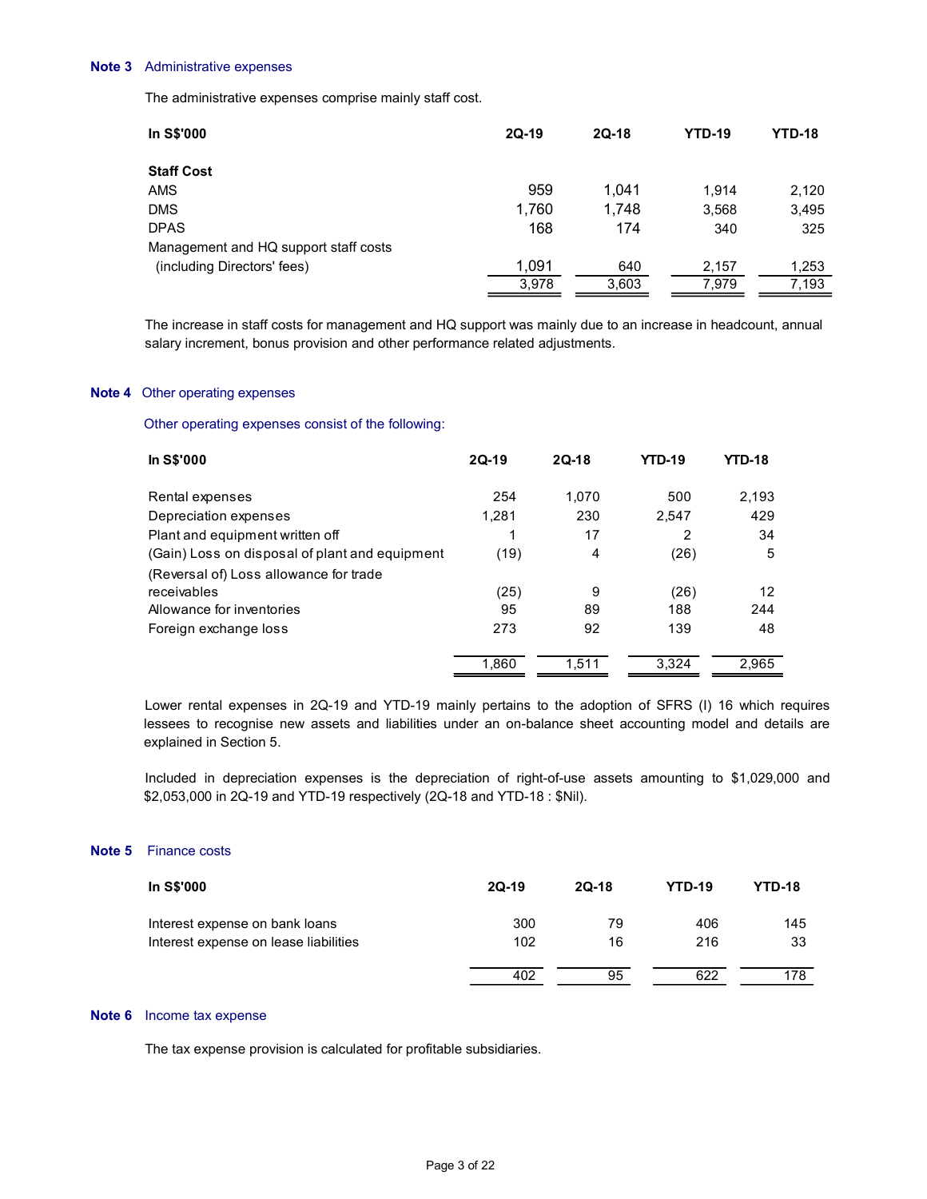**Note 3** Administrative expenses

The administrative expenses comprise mainly staff cost.

| In S$'000 | 2Q-19 | 2Q-18 | YTD-19 | YTD-18 |
|---|---|---|---|---|
| **Staff Cost** | | | | |
| AMS | 959 | 1,041 | 1,914 | 2,120 |
| DMS | 1,760 | 1,748 | 3,568 | 3,495 |
| DPAS | 168 | 174 | 340 | 325 |
| Management and HQ support staff costs (including Directors' fees) | 1,091 | 640 | 2,157 | 1,253 |
| | 3,978 | 3,603 | 7,979 | 7,193 |

The increase in staff costs for management and HQ support was mainly due to an increase in headcount, annual salary increment, bonus provision and other performance related adjustments.

**Note 4** Other operating expenses

Other operating expenses consist of the following:

| In S$'000 | 2Q-19 | 2Q-18 | YTD-19 | YTD-18 |
|---|---|---|---|---|
| Rental expenses | 254 | 1,070 | 500 | 2,193 |
| Depreciation expenses | 1,281 | 230 | 2,547 | 429 |
| Plant and equipment written off | 1 | 17 | 2 | 34 |
| (Gain) Loss on disposal of plant and equipment | (19) | 4 | (26) | 5 |
| (Reversal of) Loss allowance for trade receivables | (25) | 9 | (26) | 12 |
| Allowance for inventories | 95 | 89 | 188 | 244 |
| Foreign exchange loss | 273 | 92 | 139 | 48 |
| | 1,860 | 1,511 | 3,324 | 2,965 |

Lower rental expenses in 2Q-19 and YTD-19 mainly pertains to the adoption of SFRS (I) 16 which requires lessees to recognise new assets and liabilities under an on-balance sheet accounting model and details are explained in Section 5.

Included in depreciation expenses is the depreciation of right-of-use assets amounting to $1,029,000 and $2,053,000 in 2Q-19 and YTD-19 respectively (2Q-18 and YTD-18 : $Nil).

**Note 5** Finance costs

| In S$'000 | 2Q-19 | 2Q-18 | YTD-19 | YTD-18 |
|---|---|---|---|---|
| Interest expense on bank loans | 300 | 79 | 406 | 145 |
| Interest expense on lease liabilities | 102 | 16 | 216 | 33 |
| | 402 | 95 | 622 | 178 |

**Note 6** Income tax expense

The tax expense provision is calculated for profitable subsidiaries.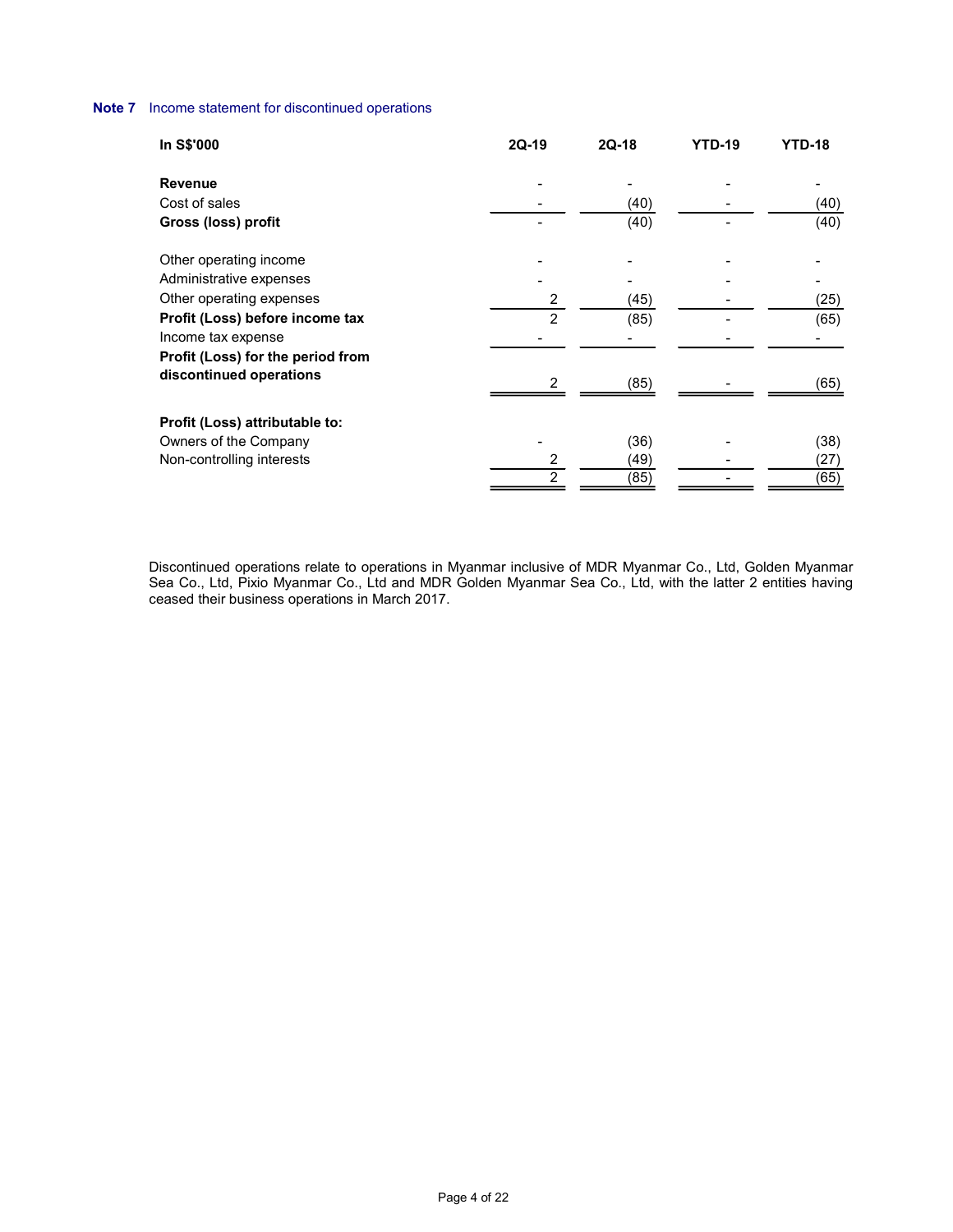**Note 7** Income statement for discontinued operations

| In S$'000 | 2Q-19 | 2Q-18 | YTD-19 | YTD-18 |
|---|---|---|---|---|
| **Revenue** | - | - | - | - |
| Cost of sales | - | (40) | - | (40) |
| **Gross (loss) profit** | - | (40) | - | (40) |
| | | | | |
| Other operating income | - | - | - | - |
| Administrative expenses | - | - | - | - |
| Other operating expenses | 2 | (45) | - | (25) |
| **Profit (Loss) before income tax** | 2 | (85) | - | (65) |
| Income tax expense | - | - | - | - |
| **Profit (Loss) for the period from discontinued operations** | 2 | (85) | - | (65) |
| | | | | |
| **Profit (Loss) attributable to:** | | | | |
| Owners of the Company | - | (36) | - | (38) |
| Non-controlling interests | 2 | (49) | - | (27) |
| | 2 | (85) | - | (65) |

Discontinued operations relate to operations in Myanmar inclusive of MDR Myanmar Co., Ltd, Golden Myanmar Sea Co., Ltd, Pixio Myanmar Co., Ltd and MDR Golden Myanmar Sea Co., Ltd, with the latter 2 entities having ceased their business operations in March 2017.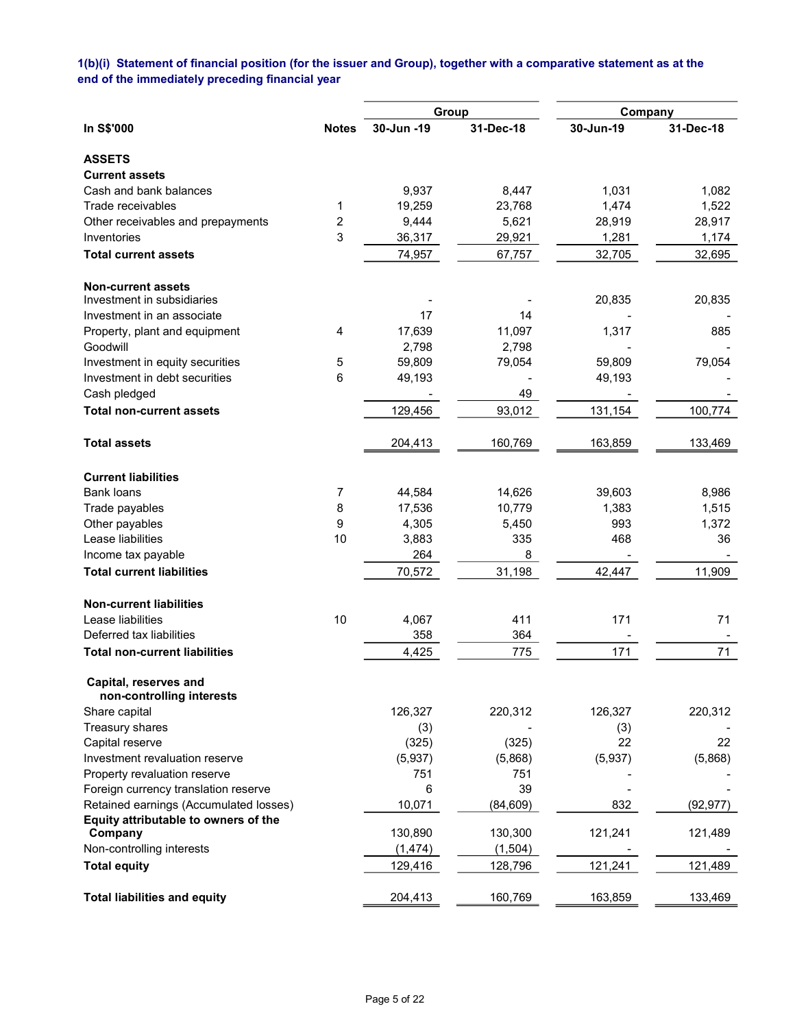**1(b)(i) Statement of financial position (for the issuer and Group), together with a comparative statement as at the end of the immediately preceding financial year**

| In S$'000 | Notes | Group | | Company | |
|---|---|---|---|---|---|
| | | 30-Jun -19 | 31-Dec-18 | 30-Jun-19 | 31-Dec-18 |
| **ASSETS** | | | | | |
| **Current assets** | | | | | |
| Cash and bank balances | | 9,937 | 8,447 | 1,031 | 1,082 |
| Trade receivables | 1 | 19,259 | 23,768 | 1,474 | 1,522 |
| Other receivables and prepayments | 2 | 9,444 | 5,621 | 28,919 | 28,917 |
| Inventories | 3 | 36,317 | 29,921 | 1,281 | 1,174 |
| **Total current assets** | | 74,957 | 67,757 | 32,705 | 32,695 |
| | | | | | |
| **Non-current assets** | | | | | |
| Investment in subsidiaries | | - | - | 20,835 | 20,835 |
| Investment in an associate | | 17 | 14 | - | - |
| Property, plant and equipment | 4 | 17,639 | 11,097 | 1,317 | 885 |
| Goodwill | | 2,798 | 2,798 | - | - |
| Investment in equity securities | 5 | 59,809 | 79,054 | 59,809 | 79,054 |
| Investment in debt securities | 6 | 49,193 | - | 49,193 | - |
| Cash pledged | | - | 49 | - | - |
| **Total non-current assets** | | 129,456 | 93,012 | 131,154 | 100,774 |
| | | | | | |
| **Total assets** | | 204,413 | 160,769 | 163,859 | 133,469 |
| | | | | | |
| **Current liabilities** | | | | | |
| Bank loans | 7 | 44,584 | 14,626 | 39,603 | 8,986 |
| Trade payables | 8 | 17,536 | 10,779 | 1,383 | 1,515 |
| Other payables | 9 | 4,305 | 5,450 | 993 | 1,372 |
| Lease liabilities | 10 | 3,883 | 335 | 468 | 36 |
| Income tax payable | | 264 | 8 | - | - |
| **Total current liabilities** | | 70,572 | 31,198 | 42,447 | 11,909 |
| | | | | | |
| **Non-current liabilities** | | | | | |
| Lease liabilities | 10 | 4,067 | 411 | 171 | 71 |
| Deferred tax liabilities | | 358 | 364 | - | - |
| **Total non-current liabilities** | | 4,425 | 775 | 171 | 71 |
| | | | | | |
| **Capital, reserves and non-controlling interests** | | | | | |
| Share capital | | 126,327 | 220,312 | 126,327 | 220,312 |
| Treasury shares | | (3) | - | (3) | - |
| Capital reserve | | (325) | (325) | 22 | 22 |
| Investment revaluation reserve | | (5,937) | (5,868) | (5,937) | (5,868) |
| Property revaluation reserve | | 751 | 751 | - | - |
| Foreign currency translation reserve | | 6 | 39 | - | - |
| Retained earnings (Accumulated losses) | | 10,071 | (84,609) | 832 | (92,977) |
| **Equity attributable to owners of the Company** | | 130,890 | 130,300 | 121,241 | 121,489 |
| Non-controlling interests | | (1,474) | (1,504) | - | - |
| **Total equity** | | 129,416 | 128,796 | 121,241 | 121,489 |
| | | | | | |
| **Total liabilities and equity** | | 204,413 | 160,769 | 163,859 | 133,469 |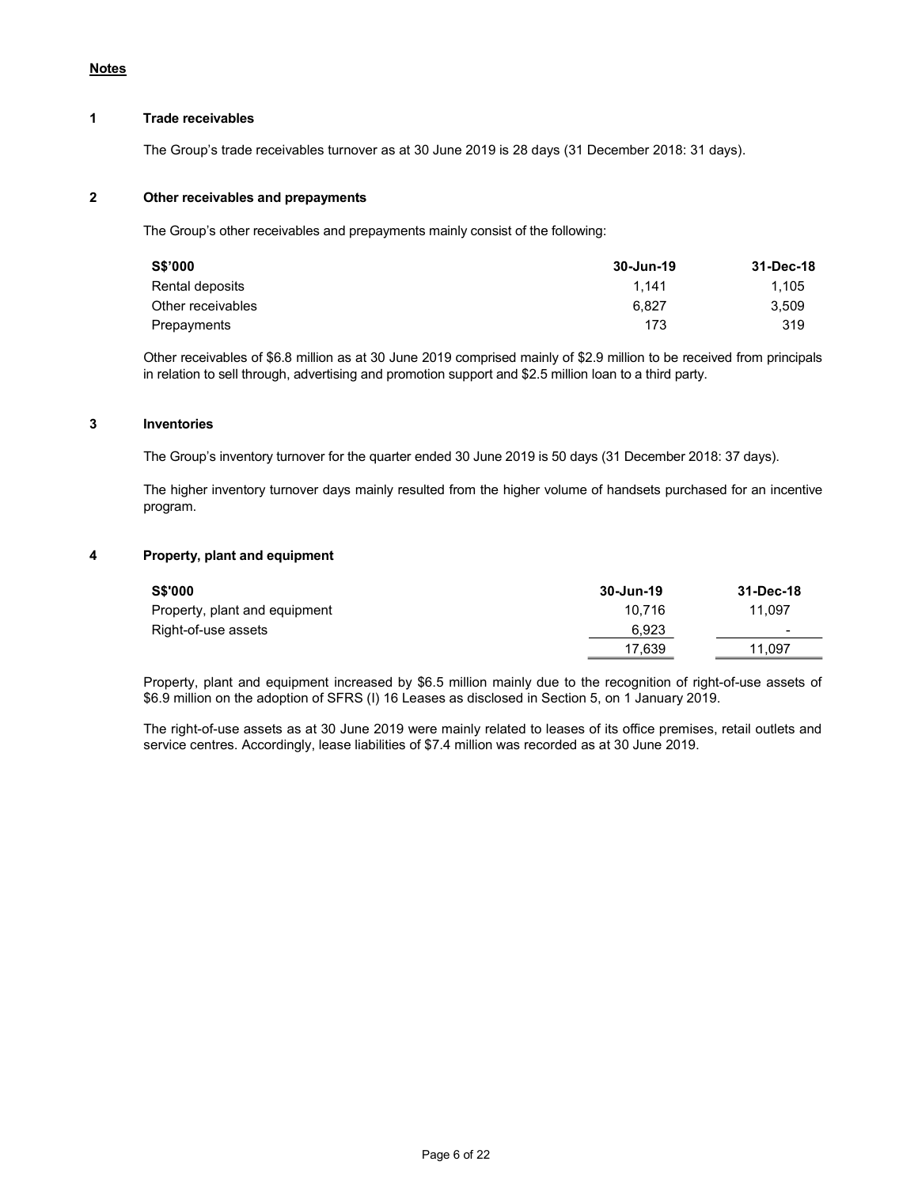**Notes**

## 1 Trade receivables

The Group's trade receivables turnover as at 30 June 2019 is 28 days (31 December 2018: 31 days).

## 2 Other receivables and prepayments

The Group's other receivables and prepayments mainly consist of the following:

| S$'000 | 30-Jun-19 | 31-Dec-18 |
| --- | --- | --- |
| Rental deposits | 1,141 | 1,105 |
| Other receivables | 6,827 | 3,509 |
| Prepayments | 173 | 319 |

Other receivables of $6.8 million as at 30 June 2019 comprised mainly of $2.9 million to be received from principals in relation to sell through, advertising and promotion support and $2.5 million loan to a third party.

## 3 Inventories

The Group's inventory turnover for the quarter ended 30 June 2019 is 50 days (31 December 2018: 37 days).

The higher inventory turnover days mainly resulted from the higher volume of handsets purchased for an incentive program.

## 4 Property, plant and equipment

| S$'000 | 30-Jun-19 | 31-Dec-18 |
| --- | --- | --- |
| Property, plant and equipment | 10,716 | 11,097 |
| Right-of-use assets | 6,923 | - |
| | 17,639 | 11,097 |

Property, plant and equipment increased by $6.5 million mainly due to the recognition of right-of-use assets of $6.9 million on the adoption of SFRS (I) 16 Leases as disclosed in Section 5, on 1 January 2019.

The right-of-use assets as at 30 June 2019 were mainly related to leases of its office premises, retail outlets and service centres. Accordingly, lease liabilities of $7.4 million was recorded as at 30 June 2019.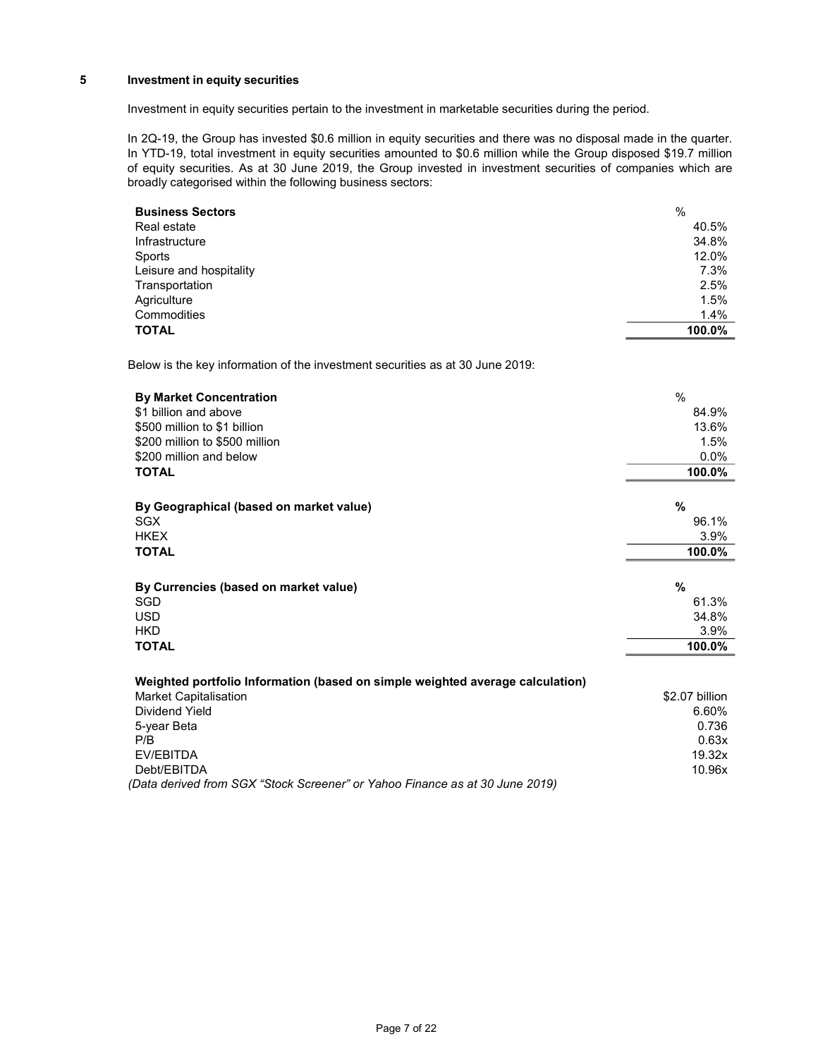## 5 Investment in equity securities

Investment in equity securities pertain to the investment in marketable securities during the period.

In 2Q-19, the Group has invested $0.6 million in equity securities and there was no disposal made in the quarter. In YTD-19, total investment in equity securities amounted to $0.6 million while the Group disposed $19.7 million of equity securities. As at 30 June 2019, the Group invested in investment securities of companies which are broadly categorised within the following business sectors:

| **Business Sectors** | % |
|---|---|
| Real estate | 40.5% |
| Infrastructure | 34.8% |
| Sports | 12.0% |
| Leisure and hospitality | 7.3% |
| Transportation | 2.5% |
| Agriculture | 1.5% |
| Commodities | 1.4% |
| **TOTAL** | **100.0%** |

Below is the key information of the investment securities as at 30 June 2019:

| **By Market Concentration** | % |
|---|---|
| $1 billion and above | 84.9% |
| $500 million to $1 billion | 13.6% |
| $200 million to $500 million | 1.5% |
| $200 million and below | 0.0% |
| **TOTAL** | **100.0%** |

| **By Geographical (based on market value)** | **%** |
|---|---|
| SGX | 96.1% |
| HKEX | 3.9% |
| **TOTAL** | **100.0%** |

| **By Currencies (based on market value)** | **%** |
|---|---|
| SGD | 61.3% |
| USD | 34.8% |
| HKD | 3.9% |
| **TOTAL** | **100.0%** |

| **Weighted portfolio Information (based on simple weighted average calculation)** | |
|---|---|
| Market Capitalisation | $2.07 billion |
| Dividend Yield | 6.60% |
| 5-year Beta | 0.736 |
| P/B | 0.63x |
| EV/EBITDA | 19.32x |
| Debt/EBITDA | 10.96x |

*(Data derived from SGX "Stock Screener" or Yahoo Finance as at 30 June 2019)*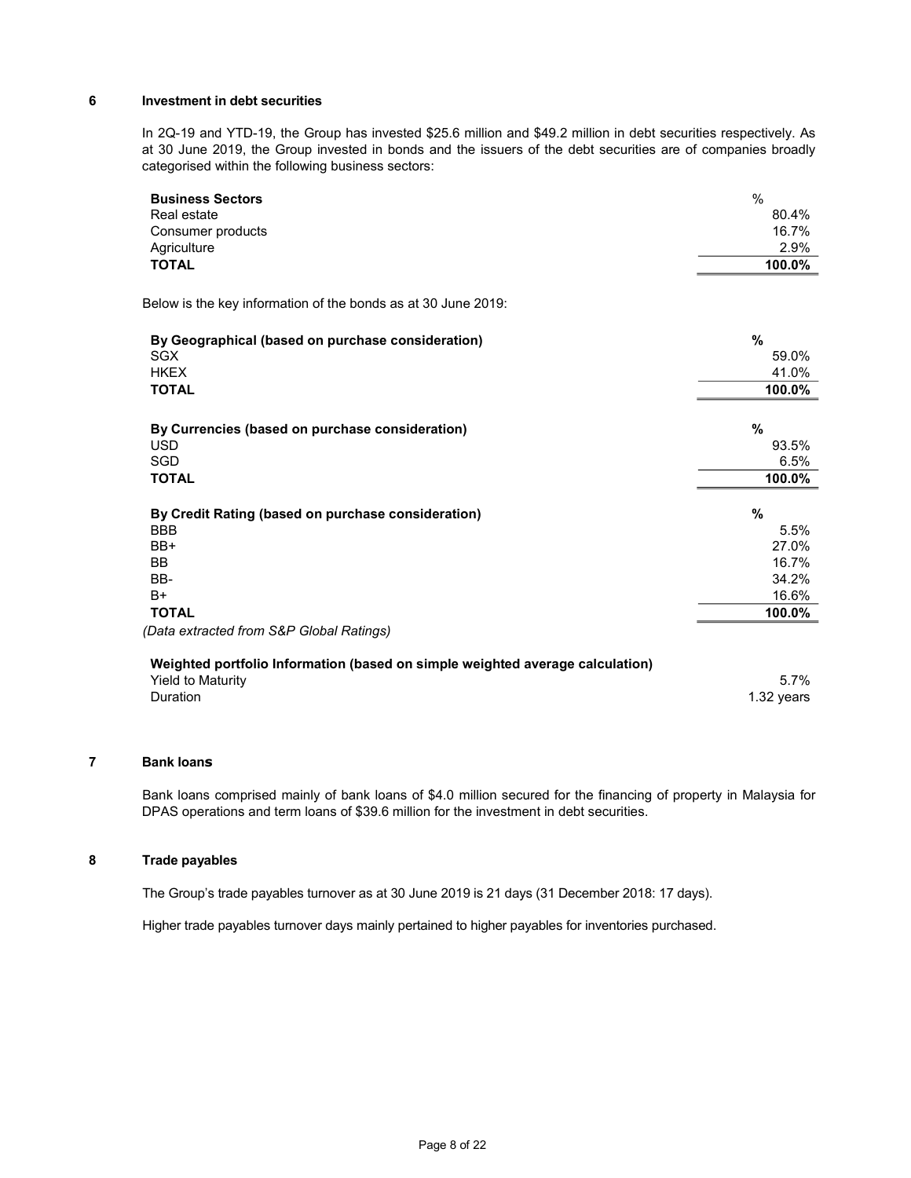## 6 Investment in debt securities

In 2Q-19 and YTD-19, the Group has invested \$25.6 million and \$49.2 million in debt securities respectively. As at 30 June 2019, the Group invested in bonds and the issuers of the debt securities are of companies broadly categorised within the following business sectors:

| **Business Sectors** | % |
|---|---|
| Real estate | 80.4% |
| Consumer products | 16.7% |
| Agriculture | 2.9% |
| **TOTAL** | **100.0%** |

Below is the key information of the bonds as at 30 June 2019:

| **By Geographical (based on purchase consideration)** | **%** |
|---|---|
| SGX | 59.0% |
| HKEX | 41.0% |
| **TOTAL** | **100.0%** |

| **By Currencies (based on purchase consideration)** | **%** |
|---|---|
| USD | 93.5% |
| SGD | 6.5% |
| **TOTAL** | **100.0%** |

| **By Credit Rating (based on purchase consideration)** | **%** |
|---|---|
| BBB | 5.5% |
| BB+ | 27.0% |
| BB | 16.7% |
| BB- | 34.2% |
| B+ | 16.6% |
| **TOTAL** | **100.0%** |

*(Data extracted from S&P Global Ratings)*

| **Weighted portfolio Information (based on simple weighted average calculation)** | |
|---|---|
| Yield to Maturity | 5.7% |
| Duration | 1.32 years |

## 7 Bank loans

Bank loans comprised mainly of bank loans of \$4.0 million secured for the financing of property in Malaysia for DPAS operations and term loans of \$39.6 million for the investment in debt securities.

## 8 Trade payables

The Group's trade payables turnover as at 30 June 2019 is 21 days (31 December 2018: 17 days).

Higher trade payables turnover days mainly pertained to higher payables for inventories purchased.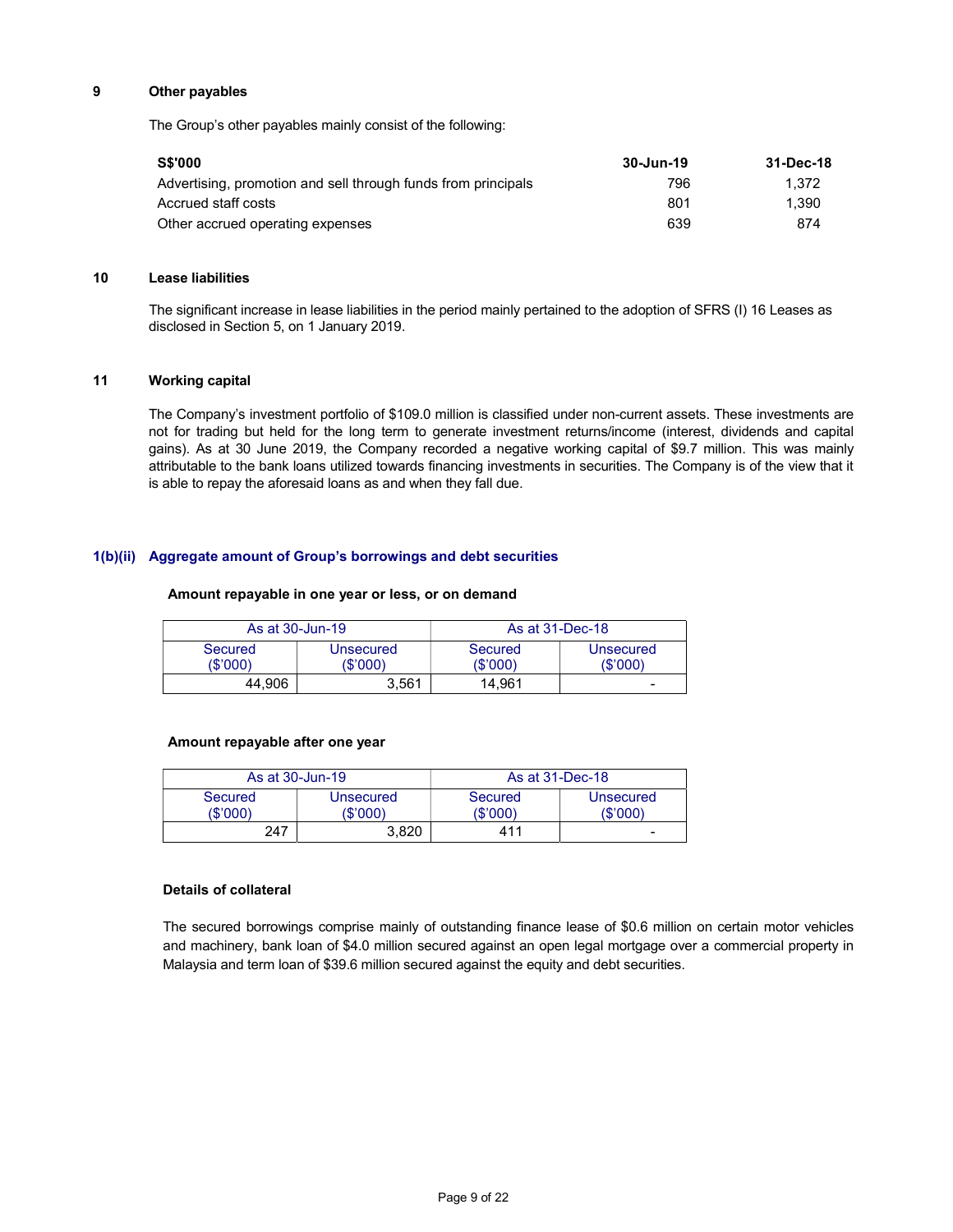## 9 Other payables

The Group's other payables mainly consist of the following:

| S$'000 | 30-Jun-19 | 31-Dec-18 |
|---|---|---|
| Advertising, promotion and sell through funds from principals | 796 | 1,372 |
| Accrued staff costs | 801 | 1,390 |
| Other accrued operating expenses | 639 | 874 |

## 10 Lease liabilities

The significant increase in lease liabilities in the period mainly pertained to the adoption of SFRS (I) 16 Leases as disclosed in Section 5, on 1 January 2019.

## 11 Working capital

The Company's investment portfolio of $109.0 million is classified under non-current assets. These investments are not for trading but held for the long term to generate investment returns/income (interest, dividends and capital gains). As at 30 June 2019, the Company recorded a negative working capital of $9.7 million. This was mainly attributable to the bank loans utilized towards financing investments in securities. The Company is of the view that it is able to repay the aforesaid loans as and when they fall due.

## 1(b)(ii) Aggregate amount of Group's borrowings and debt securities

**Amount repayable in one year or less, or on demand**

| As at 30-Jun-19 | | As at 31-Dec-18 | |
|---|---|---|---|
| Secured ($'000) | Unsecured ($'000) | Secured ($'000) | Unsecured ($'000) |
| 44,906 | 3,561 | 14,961 | - |

**Amount repayable after one year**

| As at 30-Jun-19 | | As at 31-Dec-18 | |
|---|---|---|---|
| Secured ($'000) | Unsecured ($'000) | Secured ($'000) | Unsecured ($'000) |
| 247 | 3,820 | 411 | - |

**Details of collateral**

The secured borrowings comprise mainly of outstanding finance lease of $0.6 million on certain motor vehicles and machinery, bank loan of $4.0 million secured against an open legal mortgage over a commercial property in Malaysia and term loan of $39.6 million secured against the equity and debt securities.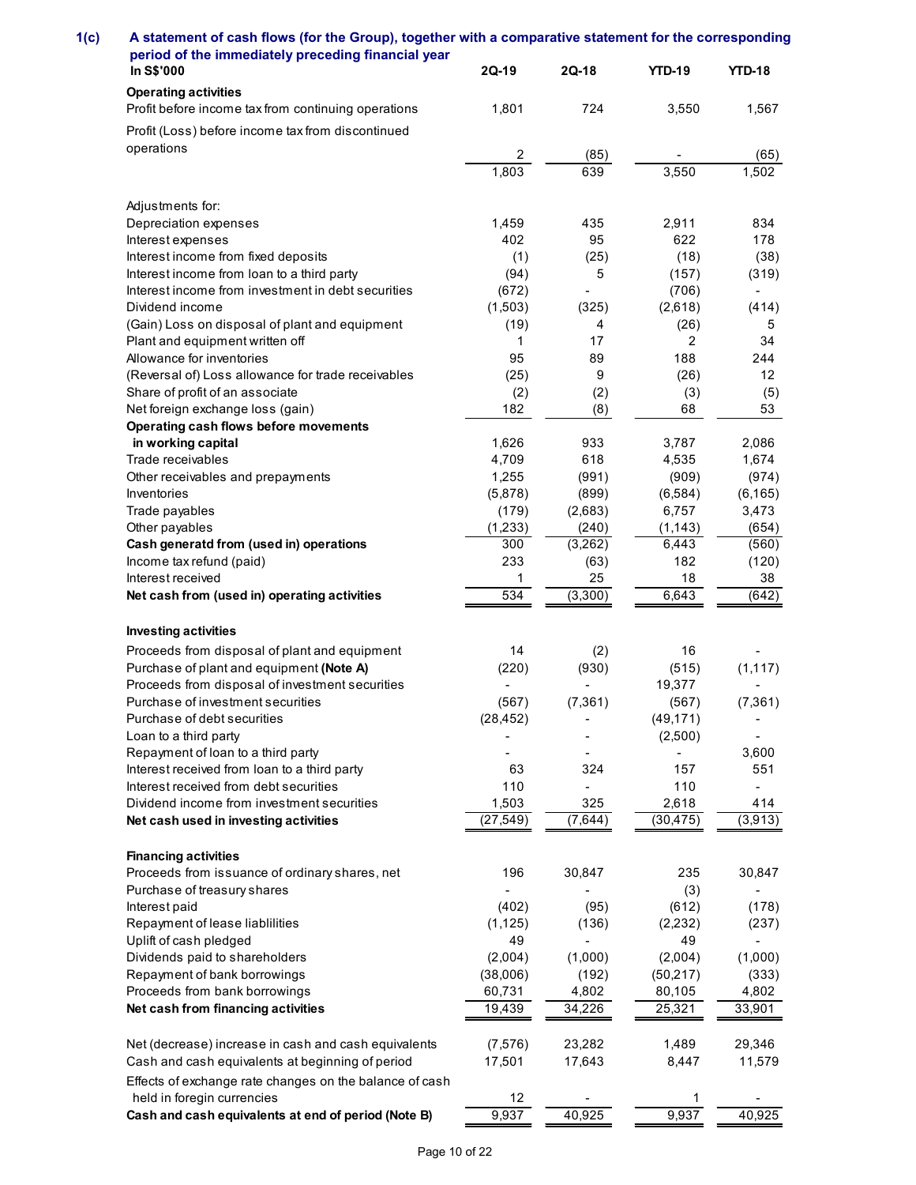## 1(c) A statement of cash flows (for the Group), together with a comparative statement for the corresponding period of the immediately preceding financial year

| In S$'000 | 2Q-19 | 2Q-18 | YTD-19 | YTD-18 |
|---|---|---|---|---|
| **Operating activities** | | | | |
| Profit before income tax from continuing operations | 1,801 | 724 | 3,550 | 1,567 |
| Profit (Loss) before income tax from discontinued operations | 2 | (85) | - | (65) |
| | 1,803 | 639 | 3,550 | 1,502 |
| Adjustments for: | | | | |
| Depreciation expenses | 1,459 | 435 | 2,911 | 834 |
| Interest expenses | 402 | 95 | 622 | 178 |
| Interest income from fixed deposits | (1) | (25) | (18) | (38) |
| Interest income from loan to a third party | (94) | 5 | (157) | (319) |
| Interest income from investment in debt securities | (672) | - | (706) | - |
| Dividend income | (1,503) | (325) | (2,618) | (414) |
| (Gain) Loss on disposal of plant and equipment | (19) | 4 | (26) | 5 |
| Plant and equipment written off | 1 | 17 | 2 | 34 |
| Allowance for inventories | 95 | 89 | 188 | 244 |
| (Reversal of) Loss allowance for trade receivables | (25) | 9 | (26) | 12 |
| Share of profit of an associate | (2) | (2) | (3) | (5) |
| Net foreign exchange loss (gain) | 182 | (8) | 68 | 53 |
| **Operating cash flows before movements in working capital** | 1,626 | 933 | 3,787 | 2,086 |
| Trade receivables | 4,709 | 618 | 4,535 | 1,674 |
| Other receivables and prepayments | 1,255 | (991) | (909) | (974) |
| Inventories | (5,878) | (899) | (6,584) | (6,165) |
| Trade payables | (179) | (2,683) | 6,757 | 3,473 |
| Other payables | (1,233) | (240) | (1,143) | (654) |
| **Cash generatd from (used in) operations** | 300 | (3,262) | 6,443 | (560) |
| Income tax refund (paid) | 233 | (63) | 182 | (120) |
| Interest received | 1 | 25 | 18 | 38 |
| **Net cash from (used in) operating activities** | 534 | (3,300) | 6,643 | (642) |
| **Investing activities** | | | | |
| Proceeds from disposal of plant and equipment | 14 | (2) | 16 | - |
| Purchase of plant and equipment **(Note A)** | (220) | (930) | (515) | (1,117) |
| Proceeds from disposal of investment securities | - | - | 19,377 | - |
| Purchase of investment securities | (567) | (7,361) | (567) | (7,361) |
| Purchase of debt securities | (28,452) | - | (49,171) | - |
| Loan to a third party | - | - | (2,500) | - |
| Repayment of loan to a third party | - | - | - | 3,600 |
| Interest received from loan to a third party | 63 | 324 | 157 | 551 |
| Interest received from debt securities | 110 | - | 110 | - |
| Dividend income from investment securities | 1,503 | 325 | 2,618 | 414 |
| **Net cash used in investing activities** | (27,549) | (7,644) | (30,475) | (3,913) |
| **Financing activities** | | | | |
| Proceeds from issuance of ordinary shares, net | 196 | 30,847 | 235 | 30,847 |
| Purchase of treasury shares | - | - | (3) | - |
| Interest paid | (402) | (95) | (612) | (178) |
| Repayment of lease liablilities | (1,125) | (136) | (2,232) | (237) |
| Uplift of cash pledged | 49 | - | 49 | - |
| Dividends paid to shareholders | (2,004) | (1,000) | (2,004) | (1,000) |
| Repayment of bank borrowings | (38,006) | (192) | (50,217) | (333) |
| Proceeds from bank borrowings | 60,731 | 4,802 | 80,105 | 4,802 |
| **Net cash from financing activities** | 19,439 | 34,226 | 25,321 | 33,901 |
| Net (decrease) increase in cash and cash equivalents | (7,576) | 23,282 | 1,489 | 29,346 |
| Cash and cash equivalents at beginning of period | 17,501 | 17,643 | 8,447 | 11,579 |
| Effects of exchange rate changes on the balance of cash held in foregin currencies | 12 | - | 1 | - |
| **Cash and cash equivalents at end of period (Note B)** | 9,937 | 40,925 | 9,937 | 40,925 |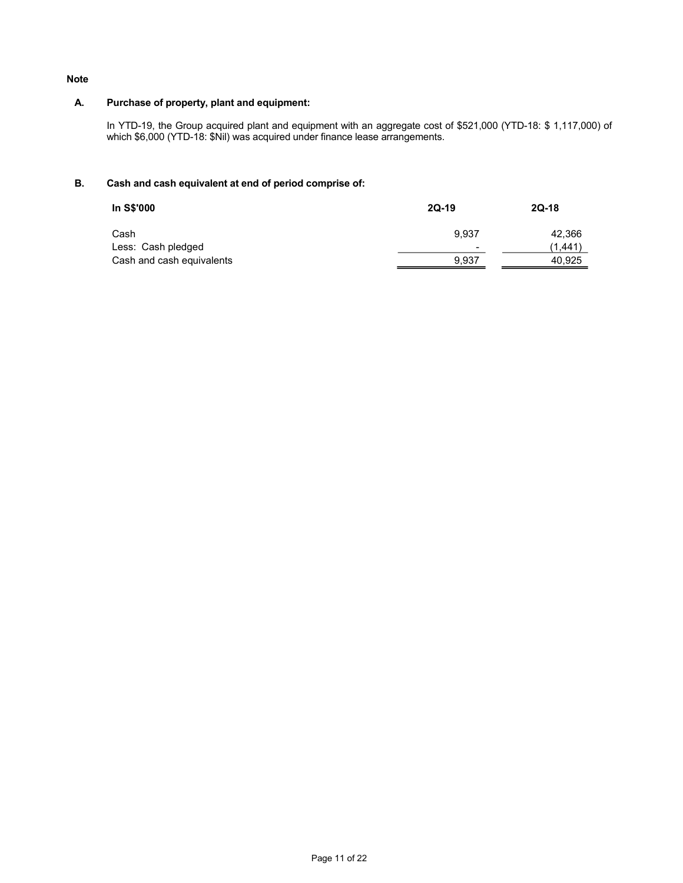**Note**

**A. Purchase of property, plant and equipment:**

In YTD-19, the Group acquired plant and equipment with an aggregate cost of $521,000 (YTD-18: $ 1,117,000) of which $6,000 (YTD-18: $Nil) was acquired under finance lease arrangements.

**B. Cash and cash equivalent at end of period comprise of:**

| In S$'000 | 2Q-19 | 2Q-18 |
|---|---|---|
| Cash | 9,937 | 42,366 |
| Less: Cash pledged | - | (1,441) |
| Cash and cash equivalents | 9,937 | 40,925 |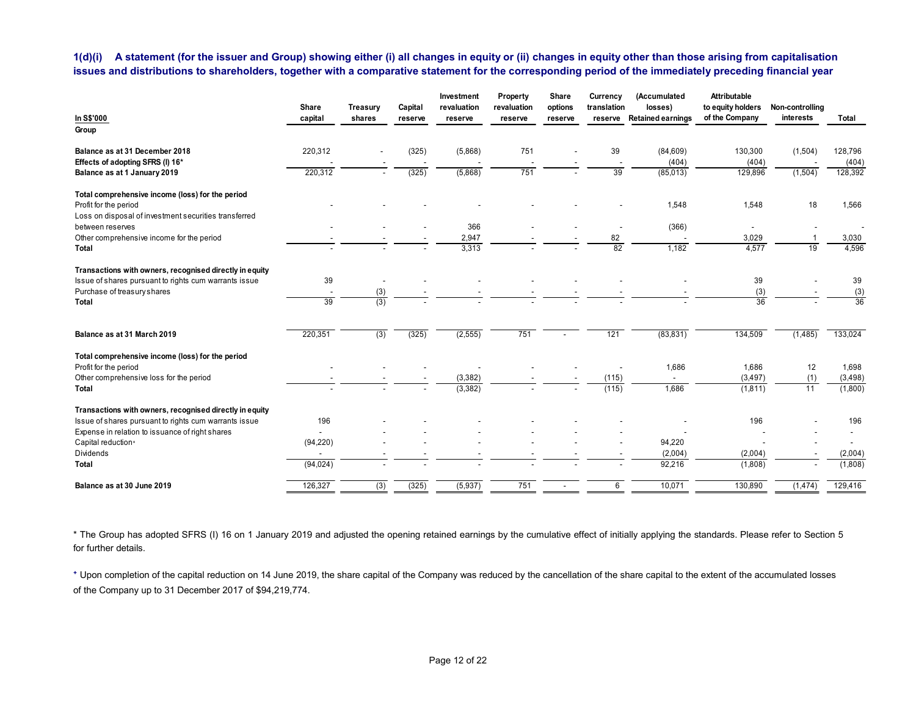**1(d)(i) A statement (for the issuer and Group) showing either (i) all changes in equity or (ii) changes in equity other than those arising from capitalisation issues and distributions to shareholders, together with a comparative statement for the corresponding period of the immediately preceding financial year**

| In S$'000 | Share capital | Treasury shares | Capital reserve | Investment revaluation reserve | Property revaluation reserve | Share options reserve | Currency translation reserve | (Accumulated losses) Retained earnings | Attributable to equity holders of the Company | Non-controlling interests | Total |
|---|---|---|---|---|---|---|---|---|---|---|---|
| **Group** | | | | | | | | | | | |
| **Balance as at 31 December 2018** | 220,312 | - | (325) | (5,868) | 751 | - | 39 | (84,609) | 130,300 | (1,504) | 128,796 |
| **Effects of adopting SFRS (I) 16*** | - | - | - | - | - | - | - | (404) | (404) | - | (404) |
| **Balance as at 1 January 2019** | 220,312 | - | (325) | (5,868) | 751 | - | 39 | (85,013) | 129,896 | (1,504) | 128,392 |
| **Total comprehensive income (loss) for the period** | | | | | | | | | | | |
| Profit for the period | - | - | - | - | - | - | - | 1,548 | 1,548 | 18 | 1,566 |
| Loss on disposal of investment securities transferred between reserves | - | - | - | 366 | - | - | - | (366) | - | - | - |
| Other comprehensive income for the period | - | - | - | 2,947 | - | - | 82 | - | 3,029 | 1 | 3,030 |
| **Total** | - | - | - | 3,313 | - | - | 82 | 1,182 | 4,577 | 19 | 4,596 |
| **Transactions with owners, recognised directly in equity** | | | | | | | | | | | |
| Issue of shares pursuant to rights cum warrants issue | 39 | - | - | - | - | - | - | - | 39 | - | 39 |
| Purchase of treasury shares | - | (3) | - | - | - | - | - | - | (3) | - | (3) |
| **Total** | 39 | (3) | - | - | - | - | - | - | 36 | - | 36 |
| **Balance as at 31 March 2019** | 220,351 | (3) | (325) | (2,555) | 751 | - | 121 | (83,831) | 134,509 | (1,485) | 133,024 |
| **Total comprehensive income (loss) for the period** | | | | | | | | | | | |
| Profit for the period | - | - | - | - | - | - | - | 1,686 | 1,686 | 12 | 1,698 |
| Other comprehensive loss for the period | - | - | - | (3,382) | - | - | (115) | - | (3,497) | (1) | (3,498) |
| **Total** | - | - | - | (3,382) | - | - | (115) | 1,686 | (1,811) | 11 | (1,800) |
| **Transactions with owners, recognised directly in equity** | | | | | | | | | | | |
| Issue of shares pursuant to rights cum warrants issue | 196 | - | - | - | - | - | - | - | 196 | - | 196 |
| Expense in relation to issuance of right shares | - | - | - | - | - | - | - | - | - | - | - |
| Capital reduction+ | (94,220) | - | - | - | - | - | - | 94,220 | - | - | - |
| Dividends | - | - | - | - | - | - | - | (2,004) | (2,004) | - | (2,004) |
| **Total** | (94,024) | - | - | - | - | - | - | 92,216 | (1,808) | - | (1,808) |
| **Balance as at 30 June 2019** | 126,327 | (3) | (325) | (5,937) | 751 | - | 6 | 10,071 | 130,890 | (1,474) | 129,416 |

\* The Group has adopted SFRS (I) 16 on 1 January 2019 and adjusted the opening retained earnings by the cumulative effect of initially applying the standards. Please refer to Section 5 for further details.

+ Upon completion of the capital reduction on 14 June 2019, the share capital of the Company was reduced by the cancellation of the share capital to the extent of the accumulated losses of the Company up to 31 December 2017 of $94,219,774.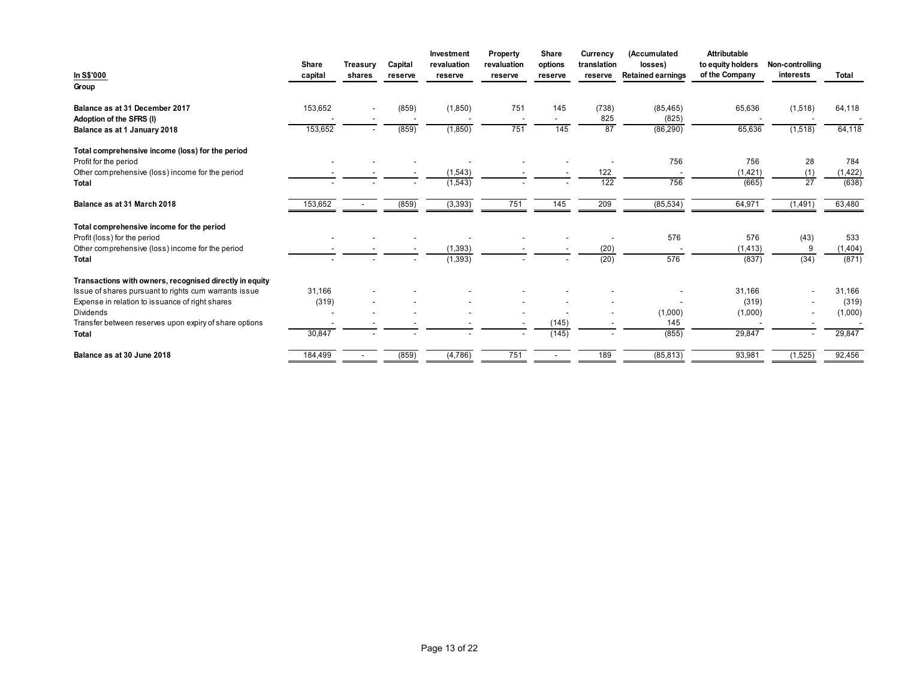| In S$'000 | Share capital | Treasury shares | Capital reserve | Investment revaluation reserve | Property revaluation reserve | Share options reserve | Currency translation reserve | (Accumulated losses) Retained earnings | Attributable to equity holders of the Company | Non-controlling interests | Total |
|---|---|---|---|---|---|---|---|---|---|---|---|
| **Group** | | | | | | | | | | | |
| **Balance as at 31 December 2017** | 153,652 | - | (859) | (1,850) | 751 | 145 | (738) | (85,465) | 65,636 | (1,518) | 64,118 |
| **Adoption of the SFRS (I)** | - | - | - | - | - | - | 825 | (825) | - | - | - |
| **Balance as at 1 January 2018** | 153,652 | - | (859) | (1,850) | 751 | 145 | 87 | (86,290) | 65,636 | (1,518) | 64,118 |
| **Total comprehensive income (loss) for the period** | | | | | | | | | | | |
| Profit for the period | - | - | - | - | - | - | - | 756 | 756 | 28 | 784 |
| Other comprehensive (loss) income for the period | - | - | - | (1,543) | - | - | 122 | - | (1,421) | (1) | (1,422) |
| **Total** | - | - | - | (1,543) | - | - | 122 | 756 | (665) | 27 | (638) |
| **Balance as at 31 March 2018** | 153,652 | - | (859) | (3,393) | 751 | 145 | 209 | (85,534) | 64,971 | (1,491) | 63,480 |
| **Total comprehensive income for the period** | | | | | | | | | | | |
| Profit (loss) for the period | - | - | - | - | - | - | - | 576 | 576 | (43) | 533 |
| Other comprehensive (loss) income for the period | - | - | - | (1,393) | - | - | (20) | - | (1,413) | 9 | (1,404) |
| **Total** | - | - | - | (1,393) | - | - | (20) | 576 | (837) | (34) | (871) |
| **Transactions with owners, recognised directly in equity** | | | | | | | | | | | |
| Issue of shares pursuant to rights cum warrants issue | 31,166 | - | - | - | - | - | - | - | 31,166 | - | 31,166 |
| Expense in relation to issuance of right shares | (319) | - | - | - | - | - | - | - | (319) | - | (319) |
| Dividends | - | - | - | - | - | - | - | (1,000) | (1,000) | - | (1,000) |
| Transfer between reserves upon expiry of share options | - | - | - | - | - | (145) | - | 145 | - | - | - |
| **Total** | 30,847 | - | - | - | - | (145) | - | (855) | 29,847 | - | 29,847 |
| **Balance as at 30 June 2018** | 184,499 | - | (859) | (4,786) | 751 | - | 189 | (85,813) | 93,981 | (1,525) | 92,456 |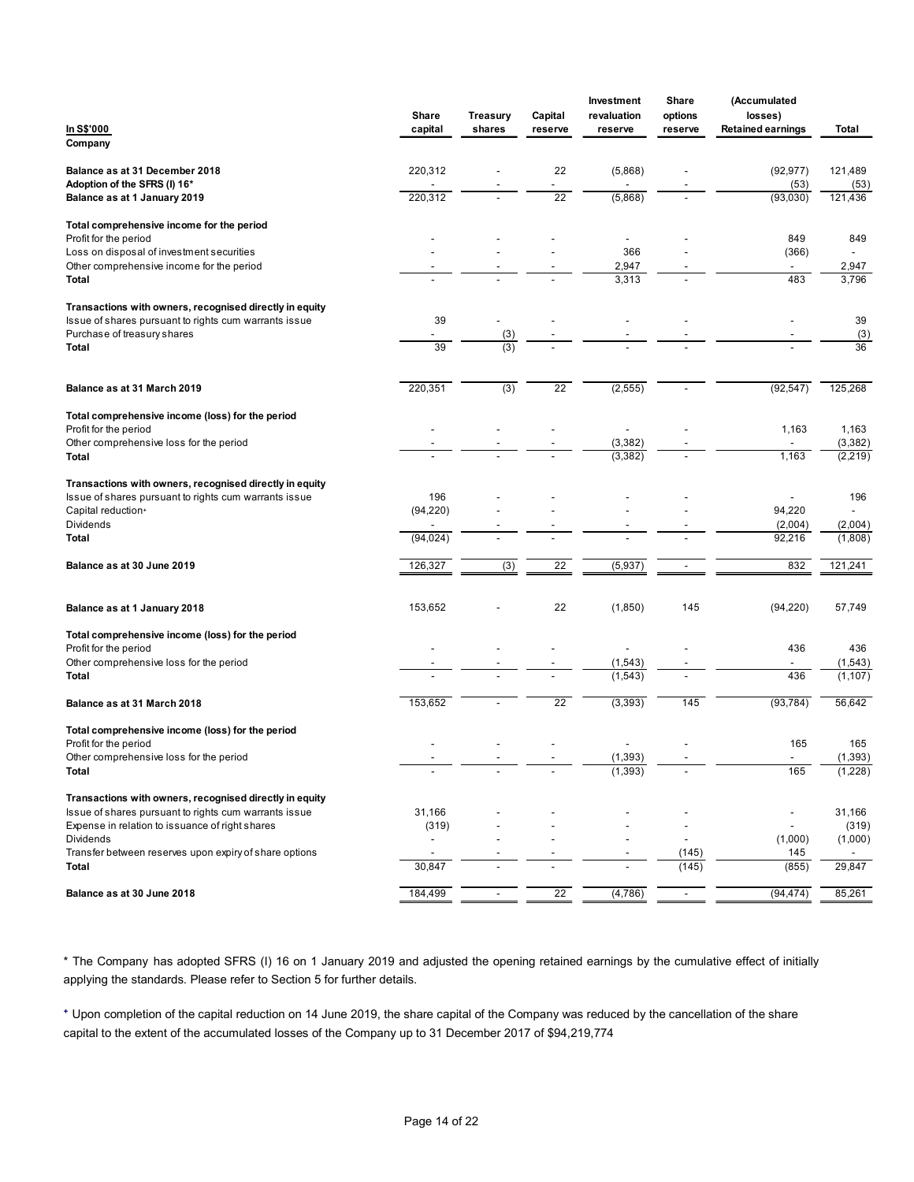| In S$'000 | Share capital | Treasury shares | Capital reserve | Investment revaluation reserve | Share options reserve | (Accumulated losses) Retained earnings | Total |
|---|---|---|---|---|---|---|---|
| **Company** | | | | | | | |
| **Balance as at 31 December 2018** | 220,312 | - | 22 | (5,868) | - | (92,977) | 121,489 |
| **Adoption of the SFRS (I) 16*** | - | - | - | - | - | (53) | (53) |
| **Balance as at 1 January 2019** | 220,312 | - | 22 | (5,868) | - | (93,030) | 121,436 |
| **Total comprehensive income for the period** | | | | | | | |
| Profit for the period | - | - | - | - | - | 849 | 849 |
| Loss on disposal of investment securities | - | - | - | 366 | - | (366) | - |
| Other comprehensive income for the period | - | - | - | 2,947 | - | - | 2,947 |
| **Total** | - | - | - | 3,313 | - | 483 | 3,796 |
| **Transactions with owners, recognised directly in equity** | | | | | | | |
| Issue of shares pursuant to rights cum warrants issue | 39 | - | - | - | - | - | 39 |
| Purchase of treasury shares | - | (3) | - | - | - | - | (3) |
| **Total** | 39 | (3) | - | - | - | - | 36 |
| **Balance as at 31 March 2019** | 220,351 | (3) | 22 | (2,555) | - | (92,547) | 125,268 |
| **Total comprehensive income (loss) for the period** | | | | | | | |
| Profit for the period | - | - | - | - | - | 1,163 | 1,163 |
| Other comprehensive loss for the period | - | - | - | (3,382) | - | - | (3,382) |
| **Total** | - | - | - | (3,382) | - | 1,163 | (2,219) |
| **Transactions with owners, recognised directly in equity** | | | | | | | |
| Issue of shares pursuant to rights cum warrants issue | 196 | - | - | - | - | - | 196 |
| Capital reduction+ | (94,220) | - | - | - | - | 94,220 | - |
| Dividends | - | - | - | - | - | (2,004) | (2,004) |
| **Total** | (94,024) | - | - | - | - | 92,216 | (1,808) |
| **Balance as at 30 June 2019** | 126,327 | (3) | 22 | (5,937) | - | 832 | 121,241 |
| **Balance as at 1 January 2018** | 153,652 | - | 22 | (1,850) | 145 | (94,220) | 57,749 |
| **Total comprehensive income (loss) for the period** | | | | | | | |
| Profit for the period | - | - | - | - | - | 436 | 436 |
| Other comprehensive loss for the period | - | - | - | (1,543) | - | - | (1,543) |
| **Total** | - | - | - | (1,543) | - | 436 | (1,107) |
| **Balance as at 31 March 2018** | 153,652 | - | 22 | (3,393) | 145 | (93,784) | 56,642 |
| **Total comprehensive income (loss) for the period** | | | | | | | |
| Profit for the period | - | - | - | - | - | 165 | 165 |
| Other comprehensive loss for the period | - | - | - | (1,393) | - | - | (1,393) |
| **Total** | - | - | - | (1,393) | - | 165 | (1,228) |
| **Transactions with owners, recognised directly in equity** | | | | | | | |
| Issue of shares pursuant to rights cum warrants issue | 31,166 | - | - | - | - | - | 31,166 |
| Expense in relation to issuance of right shares | (319) | - | - | - | - | - | (319) |
| Dividends | - | - | - | - | - | (1,000) | (1,000) |
| Transfer between reserves upon expiry of share options | - | - | - | - | (145) | 145 | - |
| **Total** | 30,847 | - | - | - | (145) | (855) | 29,847 |
| **Balance as at 30 June 2018** | 184,499 | - | 22 | (4,786) | - | (94,474) | 85,261 |

* The Company has adopted SFRS (I) 16 on 1 January 2019 and adjusted the opening retained earnings by the cumulative effect of initially applying the standards. Please refer to Section 5 for further details.

+ Upon completion of the capital reduction on 14 June 2019, the share capital of the Company was reduced by the cancellation of the share capital to the extent of the accumulated losses of the Company up to 31 December 2017 of $94,219,774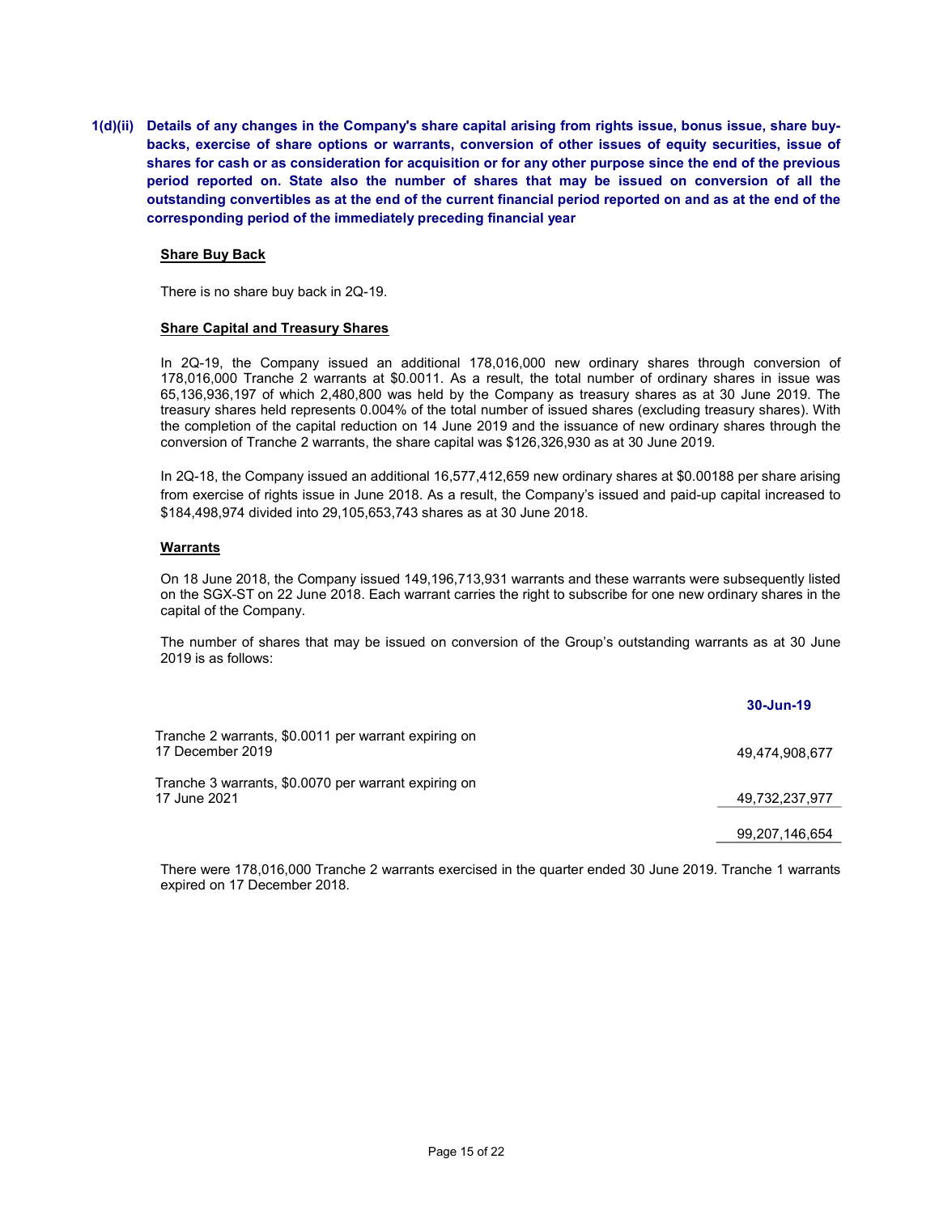**1(d)(ii) Details of any changes in the Company's share capital arising from rights issue, bonus issue, share buy-backs, exercise of share options or warrants, conversion of other issues of equity securities, issue of shares for cash or as consideration for acquisition or for any other purpose since the end of the previous period reported on. State also the number of shares that may be issued on conversion of all the outstanding convertibles as at the end of the current financial period reported on and as at the end of the corresponding period of the immediately preceding financial year**

**Share Buy Back**

There is no share buy back in 2Q-19.

**Share Capital and Treasury Shares**

In 2Q-19, the Company issued an additional 178,016,000 new ordinary shares through conversion of 178,016,000 Tranche 2 warrants at $0.0011. As a result, the total number of ordinary shares in issue was 65,136,936,197 of which 2,480,800 was held by the Company as treasury shares as at 30 June 2019. The treasury shares held represents 0.004% of the total number of issued shares (excluding treasury shares). With the completion of the capital reduction on 14 June 2019 and the issuance of new ordinary shares through the conversion of Tranche 2 warrants, the share capital was $126,326,930 as at 30 June 2019.

In 2Q-18, the Company issued an additional 16,577,412,659 new ordinary shares at $0.00188 per share arising from exercise of rights issue in June 2018. As a result, the Company's issued and paid-up capital increased to $184,498,974 divided into 29,105,653,743 shares as at 30 June 2018.

**Warrants**

On 18 June 2018, the Company issued 149,196,713,931 warrants and these warrants were subsequently listed on the SGX-ST on 22 June 2018. Each warrant carries the right to subscribe for one new ordinary shares in the capital of the Company.

The number of shares that may be issued on conversion of the Group's outstanding warrants as at 30 June 2019 is as follows:

| | 30-Jun-19 |
|---|---|
| Tranche 2 warrants, $0.0011 per warrant expiring on 17 December 2019 | 49,474,908,677 |
| Tranche 3 warrants, $0.0070 per warrant expiring on 17 June 2021 | 49,732,237,977 |
| | 99,207,146,654 |

There were 178,016,000 Tranche 2 warrants exercised in the quarter ended 30 June 2019. Tranche 1 warrants expired on 17 December 2018.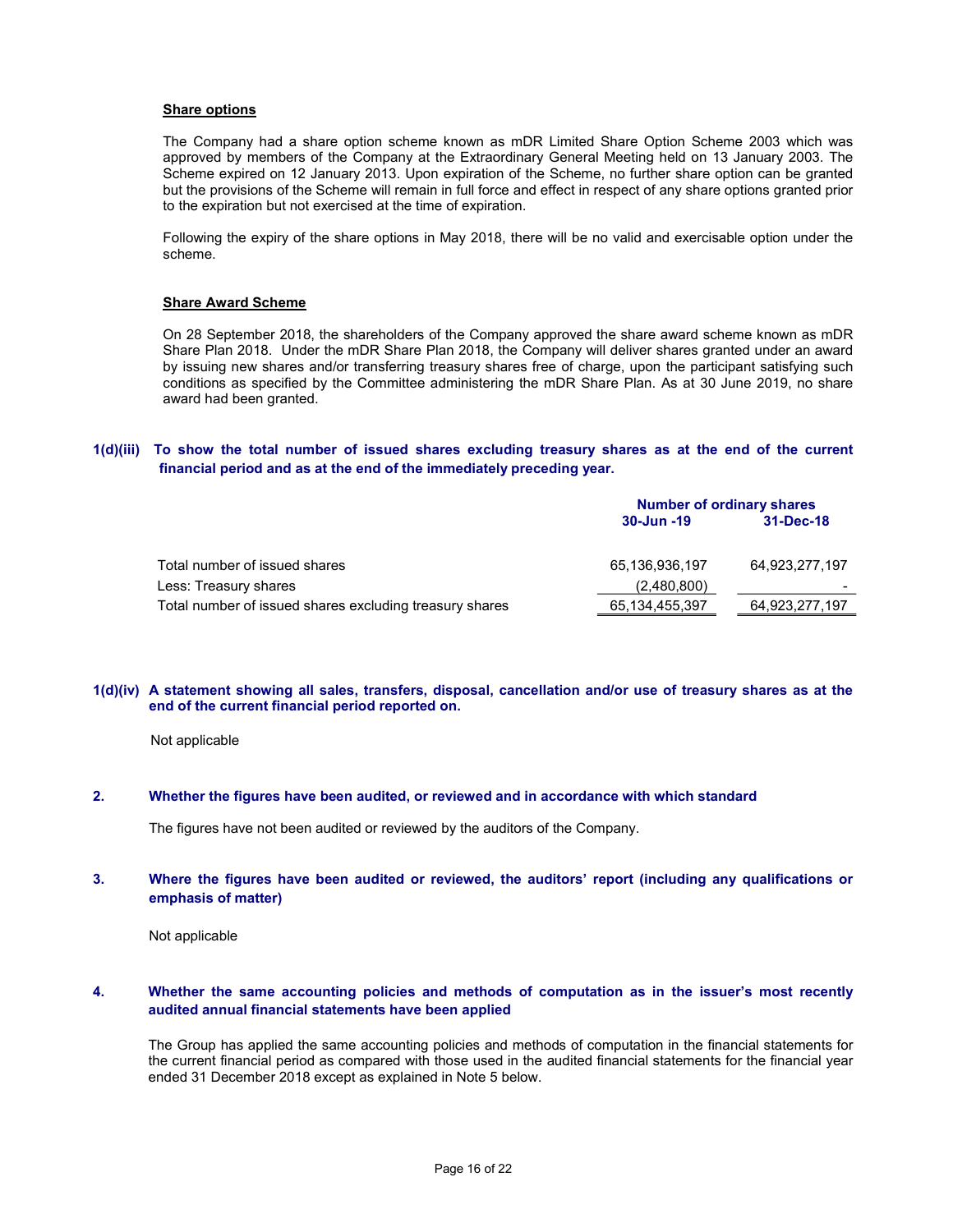**Share options**

The Company had a share option scheme known as mDR Limited Share Option Scheme 2003 which was approved by members of the Company at the Extraordinary General Meeting held on 13 January 2003. The Scheme expired on 12 January 2013. Upon expiration of the Scheme, no further share option can be granted but the provisions of the Scheme will remain in full force and effect in respect of any share options granted prior to the expiration but not exercised at the time of expiration.

Following the expiry of the share options in May 2018, there will be no valid and exercisable option under the scheme.

**Share Award Scheme**

On 28 September 2018, the shareholders of the Company approved the share award scheme known as mDR Share Plan 2018. Under the mDR Share Plan 2018, the Company will deliver shares granted under an award by issuing new shares and/or transferring treasury shares free of charge, upon the participant satisfying such conditions as specified by the Committee administering the mDR Share Plan. As at 30 June 2019, no share award had been granted.

**1(d)(iii) To show the total number of issued shares excluding treasury shares as at the end of the current financial period and as at the end of the immediately preceding year.**

| | Number of ordinary shares | |
|---|---|---|
| | **30-Jun -19** | **31-Dec-18** |
| Total number of issued shares | 65,136,936,197 | 64,923,277,197 |
| Less: Treasury shares | (2,480,800) | - |
| Total number of issued shares excluding treasury shares | 65,134,455,397 | 64,923,277,197 |

**1(d)(iv) A statement showing all sales, transfers, disposal, cancellation and/or use of treasury shares as at the end of the current financial period reported on.**

Not applicable

**2. Whether the figures have been audited, or reviewed and in accordance with which standard**

The figures have not been audited or reviewed by the auditors of the Company.

**3. Where the figures have been audited or reviewed, the auditors' report (including any qualifications or emphasis of matter)**

Not applicable

**4. Whether the same accounting policies and methods of computation as in the issuer's most recently audited annual financial statements have been applied**

The Group has applied the same accounting policies and methods of computation in the financial statements for the current financial period as compared with those used in the audited financial statements for the financial year ended 31 December 2018 except as explained in Note 5 below.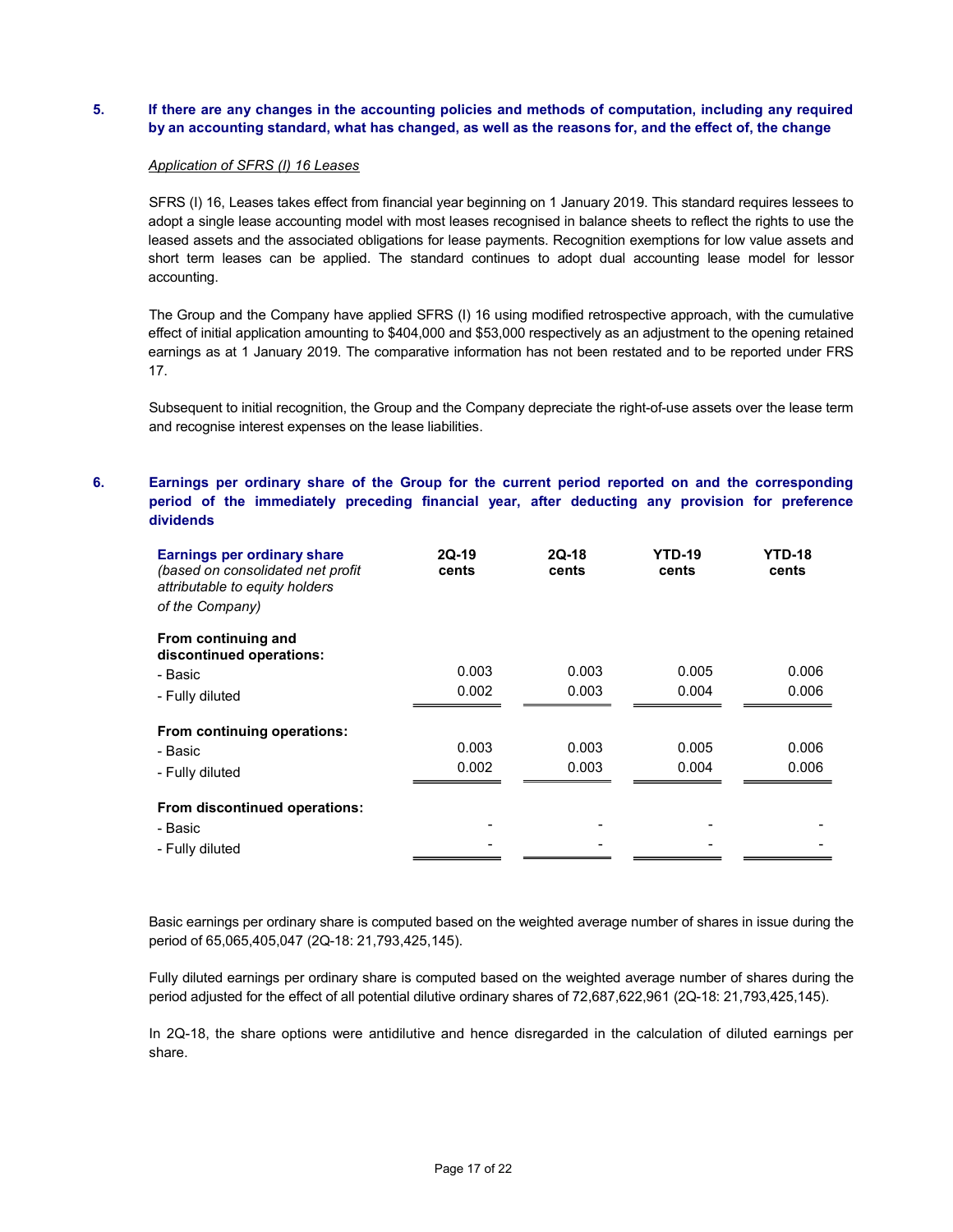## 5. If there are any changes in the accounting policies and methods of computation, including any required by an accounting standard, what has changed, as well as the reasons for, and the effect of, the change

*Application of SFRS (I) 16 Leases*

SFRS (I) 16, Leases takes effect from financial year beginning on 1 January 2019. This standard requires lessees to adopt a single lease accounting model with most leases recognised in balance sheets to reflect the rights to use the leased assets and the associated obligations for lease payments. Recognition exemptions for low value assets and short term leases can be applied. The standard continues to adopt dual accounting lease model for lessor accounting.

The Group and the Company have applied SFRS (I) 16 using modified retrospective approach, with the cumulative effect of initial application amounting to $404,000 and $53,000 respectively as an adjustment to the opening retained earnings as at 1 January 2019. The comparative information has not been restated and to be reported under FRS 17.

Subsequent to initial recognition, the Group and the Company depreciate the right-of-use assets over the lease term and recognise interest expenses on the lease liabilities.

## 6. Earnings per ordinary share of the Group for the current period reported on and the corresponding period of the immediately preceding financial year, after deducting any provision for preference dividends

| **Earnings per ordinary share** *(based on consolidated net profit attributable to equity holders of the Company)* | **2Q-19 cents** | **2Q-18 cents** | **YTD-19 cents** | **YTD-18 cents** |
|---|---|---|---|---|
| **From continuing and discontinued operations:** | | | | |
| - Basic | 0.003 | 0.003 | 0.005 | 0.006 |
| - Fully diluted | 0.002 | 0.003 | 0.004 | 0.006 |
| **From continuing operations:** | | | | |
| - Basic | 0.003 | 0.003 | 0.005 | 0.006 |
| - Fully diluted | 0.002 | 0.003 | 0.004 | 0.006 |
| **From discontinued operations:** | | | | |
| - Basic | - | - | - | - |
| - Fully diluted | - | - | - | - |

Basic earnings per ordinary share is computed based on the weighted average number of shares in issue during the period of 65,065,405,047 (2Q-18: 21,793,425,145).

Fully diluted earnings per ordinary share is computed based on the weighted average number of shares during the period adjusted for the effect of all potential dilutive ordinary shares of 72,687,622,961 (2Q-18: 21,793,425,145).

In 2Q-18, the share options were antidilutive and hence disregarded in the calculation of diluted earnings per share.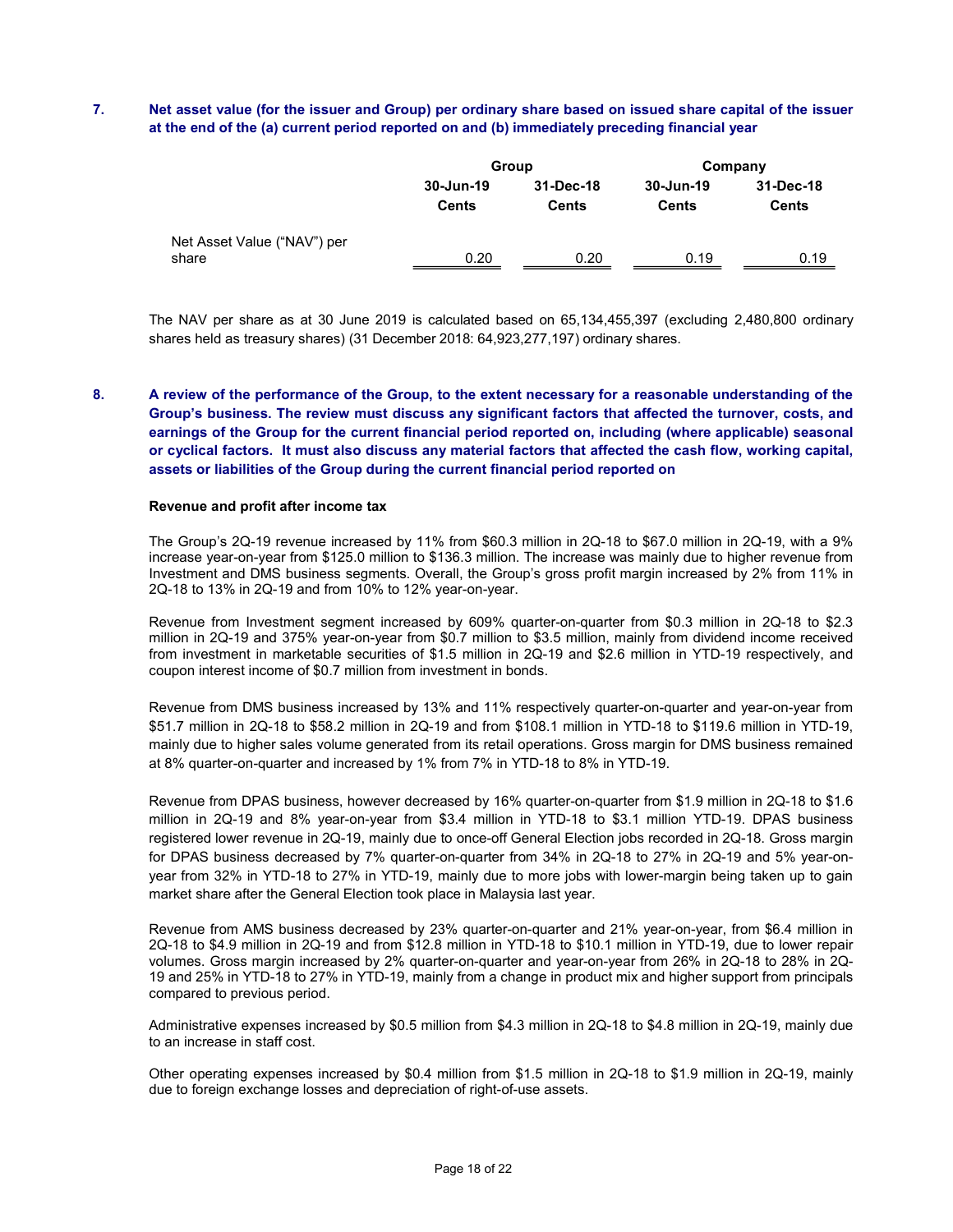## 7. Net asset value (for the issuer and Group) per ordinary share based on issued share capital of the issuer at the end of the (a) current period reported on and (b) immediately preceding financial year

| | Group | | Company | |
|---|---|---|---|---|
| | 30-Jun-19 | 31-Dec-18 | 30-Jun-19 | 31-Dec-18 |
| | Cents | Cents | Cents | Cents |
| Net Asset Value ("NAV") per share | 0.20 | 0.20 | 0.19 | 0.19 |

The NAV per share as at 30 June 2019 is calculated based on 65,134,455,397 (excluding 2,480,800 ordinary shares held as treasury shares) (31 December 2018: 64,923,277,197) ordinary shares.

## 8. A review of the performance of the Group, to the extent necessary for a reasonable understanding of the Group's business. The review must discuss any significant factors that affected the turnover, costs, and earnings of the Group for the current financial period reported on, including (where applicable) seasonal or cyclical factors. It must also discuss any material factors that affected the cash flow, working capital, assets or liabilities of the Group during the current financial period reported on

**Revenue and profit after income tax**

The Group's 2Q-19 revenue increased by 11% from $60.3 million in 2Q-18 to $67.0 million in 2Q-19, with a 9% increase year-on-year from $125.0 million to $136.3 million. The increase was mainly due to higher revenue from Investment and DMS business segments. Overall, the Group's gross profit margin increased by 2% from 11% in 2Q-18 to 13% in 2Q-19 and from 10% to 12% year-on-year.

Revenue from Investment segment increased by 609% quarter-on-quarter from $0.3 million in 2Q-18 to $2.3 million in 2Q-19 and 375% year-on-year from $0.7 million to $3.5 million, mainly from dividend income received from investment in marketable securities of $1.5 million in 2Q-19 and $2.6 million in YTD-19 respectively, and coupon interest income of $0.7 million from investment in bonds.

Revenue from DMS business increased by 13% and 11% respectively quarter-on-quarter and year-on-year from $51.7 million in 2Q-18 to $58.2 million in 2Q-19 and from $108.1 million in YTD-18 to $119.6 million in YTD-19, mainly due to higher sales volume generated from its retail operations. Gross margin for DMS business remained at 8% quarter-on-quarter and increased by 1% from 7% in YTD-18 to 8% in YTD-19.

Revenue from DPAS business, however decreased by 16% quarter-on-quarter from $1.9 million in 2Q-18 to $1.6 million in 2Q-19 and 8% year-on-year from $3.4 million in YTD-18 to $3.1 million YTD-19. DPAS business registered lower revenue in 2Q-19, mainly due to once-off General Election jobs recorded in 2Q-18. Gross margin for DPAS business decreased by 7% quarter-on-quarter from 34% in 2Q-18 to 27% in 2Q-19 and 5% year-on-year from 32% in YTD-18 to 27% in YTD-19, mainly due to more jobs with lower-margin being taken up to gain market share after the General Election took place in Malaysia last year.

Revenue from AMS business decreased by 23% quarter-on-quarter and 21% year-on-year, from $6.4 million in 2Q-18 to $4.9 million in 2Q-19 and from $12.8 million in YTD-18 to $10.1 million in YTD-19, due to lower repair volumes. Gross margin increased by 2% quarter-on-quarter and year-on-year from 26% in 2Q-18 to 28% in 2Q-19 and 25% in YTD-18 to 27% in YTD-19, mainly from a change in product mix and higher support from principals compared to previous period.

Administrative expenses increased by $0.5 million from $4.3 million in 2Q-18 to $4.8 million in 2Q-19, mainly due to an increase in staff cost.

Other operating expenses increased by $0.4 million from $1.5 million in 2Q-18 to $1.9 million in 2Q-19, mainly due to foreign exchange losses and depreciation of right-of-use assets.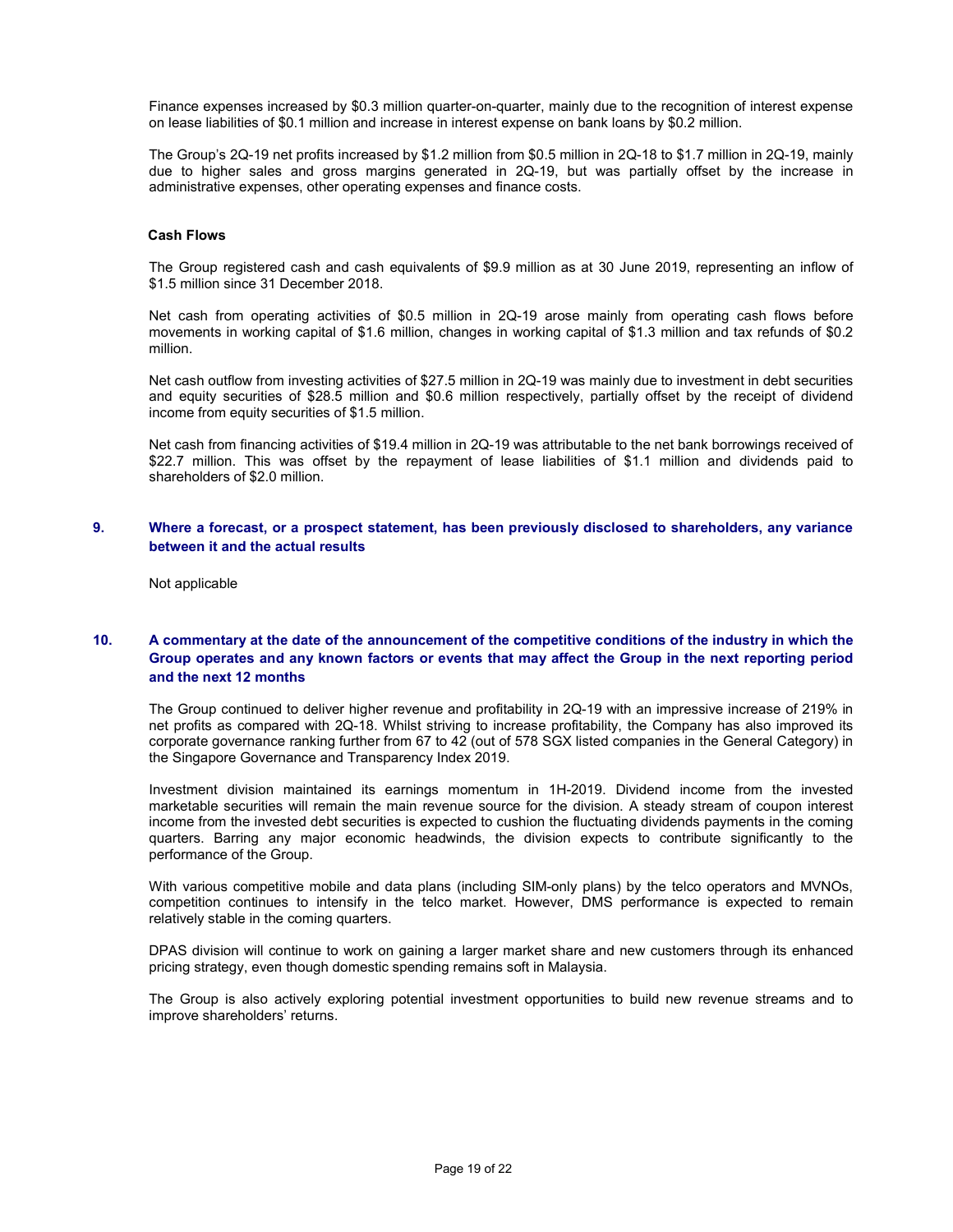Finance expenses increased by $0.3 million quarter-on-quarter, mainly due to the recognition of interest expense on lease liabilities of $0.1 million and increase in interest expense on bank loans by $0.2 million.

The Group's 2Q-19 net profits increased by $1.2 million from $0.5 million in 2Q-18 to $1.7 million in 2Q-19, mainly due to higher sales and gross margins generated in 2Q-19, but was partially offset by the increase in administrative expenses, other operating expenses and finance costs.

**Cash Flows**

The Group registered cash and cash equivalents of $9.9 million as at 30 June 2019, representing an inflow of $1.5 million since 31 December 2018.

Net cash from operating activities of $0.5 million in 2Q-19 arose mainly from operating cash flows before movements in working capital of $1.6 million, changes in working capital of $1.3 million and tax refunds of $0.2 million.

Net cash outflow from investing activities of $27.5 million in 2Q-19 was mainly due to investment in debt securities and equity securities of $28.5 million and $0.6 million respectively, partially offset by the receipt of dividend income from equity securities of $1.5 million.

Net cash from financing activities of $19.4 million in 2Q-19 was attributable to the net bank borrowings received of $22.7 million. This was offset by the repayment of lease liabilities of $1.1 million and dividends paid to shareholders of $2.0 million.

## 9. Where a forecast, or a prospect statement, has been previously disclosed to shareholders, any variance between it and the actual results

Not applicable

## 10. A commentary at the date of the announcement of the competitive conditions of the industry in which the Group operates and any known factors or events that may affect the Group in the next reporting period and the next 12 months

The Group continued to deliver higher revenue and profitability in 2Q-19 with an impressive increase of 219% in net profits as compared with 2Q-18. Whilst striving to increase profitability, the Company has also improved its corporate governance ranking further from 67 to 42 (out of 578 SGX listed companies in the General Category) in the Singapore Governance and Transparency Index 2019.

Investment division maintained its earnings momentum in 1H-2019. Dividend income from the invested marketable securities will remain the main revenue source for the division. A steady stream of coupon interest income from the invested debt securities is expected to cushion the fluctuating dividends payments in the coming quarters. Barring any major economic headwinds, the division expects to contribute significantly to the performance of the Group.

With various competitive mobile and data plans (including SIM-only plans) by the telco operators and MVNOs, competition continues to intensify in the telco market. However, DMS performance is expected to remain relatively stable in the coming quarters.

DPAS division will continue to work on gaining a larger market share and new customers through its enhanced pricing strategy, even though domestic spending remains soft in Malaysia.

The Group is also actively exploring potential investment opportunities to build new revenue streams and to improve shareholders' returns.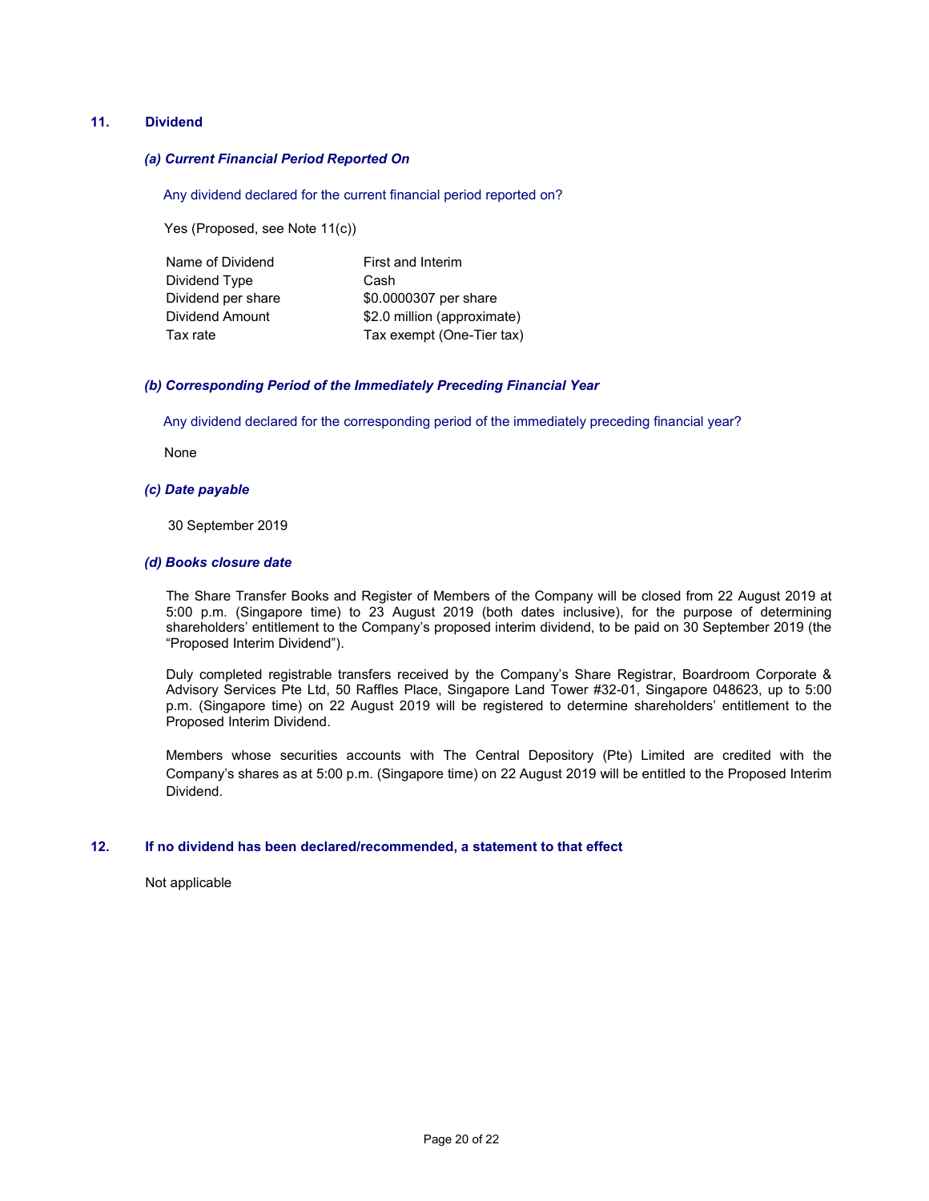## 11. Dividend

### *(a) Current Financial Period Reported On*

Any dividend declared for the current financial period reported on?

Yes (Proposed, see Note 11(c))

| | |
|---|---|
| Name of Dividend | First and Interim |
| Dividend Type | Cash |
| Dividend per share | $0.0000307 per share |
| Dividend Amount | $2.0 million (approximate) |
| Tax rate | Tax exempt (One-Tier tax) |

### *(b) Corresponding Period of the Immediately Preceding Financial Year*

Any dividend declared for the corresponding period of the immediately preceding financial year?

None

### *(c) Date payable*

30 September 2019

### *(d) Books closure date*

The Share Transfer Books and Register of Members of the Company will be closed from 22 August 2019 at 5:00 p.m. (Singapore time) to 23 August 2019 (both dates inclusive), for the purpose of determining shareholders' entitlement to the Company's proposed interim dividend, to be paid on 30 September 2019 (the "Proposed Interim Dividend").

Duly completed registrable transfers received by the Company's Share Registrar, Boardroom Corporate & Advisory Services Pte Ltd, 50 Raffles Place, Singapore Land Tower #32-01, Singapore 048623, up to 5:00 p.m. (Singapore time) on 22 August 2019 will be registered to determine shareholders' entitlement to the Proposed Interim Dividend.

Members whose securities accounts with The Central Depository (Pte) Limited are credited with the Company's shares as at 5:00 p.m. (Singapore time) on 22 August 2019 will be entitled to the Proposed Interim Dividend.

## 12. If no dividend has been declared/recommended, a statement to that effect

Not applicable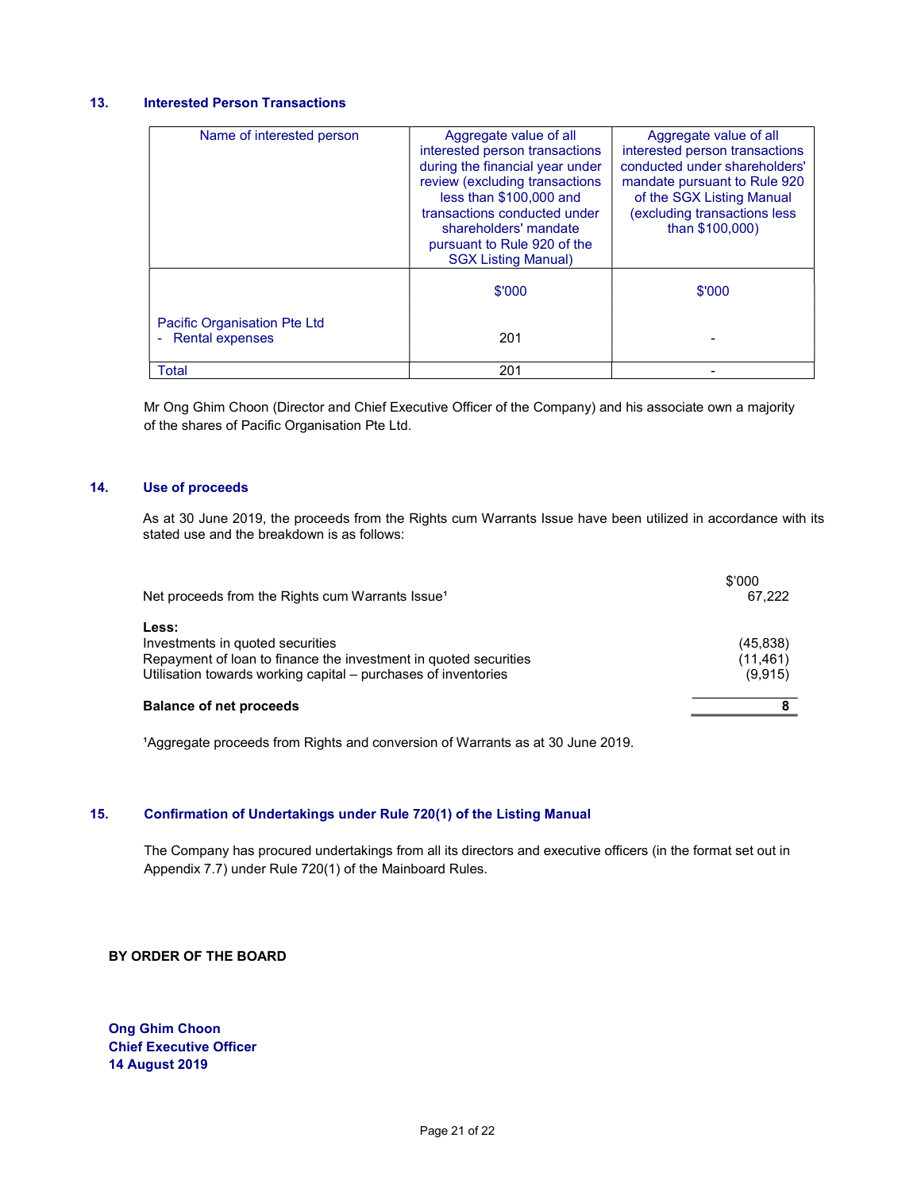## 13. Interested Person Transactions

| Name of interested person | Aggregate value of all interested person transactions during the financial year under review (excluding transactions less than $100,000 and transactions conducted under shareholders' mandate pursuant to Rule 920 of the SGX Listing Manual) | Aggregate value of all interested person transactions conducted under shareholders' mandate pursuant to Rule 920 of the SGX Listing Manual (excluding transactions less than $100,000) |
|---|---|---|
| | $'000 | $'000 |
| Pacific Organisation Pte Ltd<br>- Rental expenses | 201 | - |
| Total | 201 | - |

Mr Ong Ghim Choon (Director and Chief Executive Officer of the Company) and his associate own a majority of the shares of Pacific Organisation Pte Ltd.

## 14. Use of proceeds

As at 30 June 2019, the proceeds from the Rights cum Warrants Issue have been utilized in accordance with its stated use and the breakdown is as follows:

| | $'000 |
|---|---|
| Net proceeds from the Rights cum Warrants Issue[1] | 67,222 |
| **Less:** | |
| Investments in quoted securities | (45,838) |
| Repayment of loan to finance the investment in quoted securities | (11,461) |
| Utilisation towards working capital – purchases of inventories | (9,915) |
| **Balance of net proceeds** | **8** |

[1]Aggregate proceeds from Rights and conversion of Warrants as at 30 June 2019.

## 15. Confirmation of Undertakings under Rule 720(1) of the Listing Manual

The Company has procured undertakings from all its directors and executive officers (in the format set out in Appendix 7.7) under Rule 720(1) of the Mainboard Rules.

**BY ORDER OF THE BOARD**

**Ong Ghim Choon**
**Chief Executive Officer**
**14 August 2019**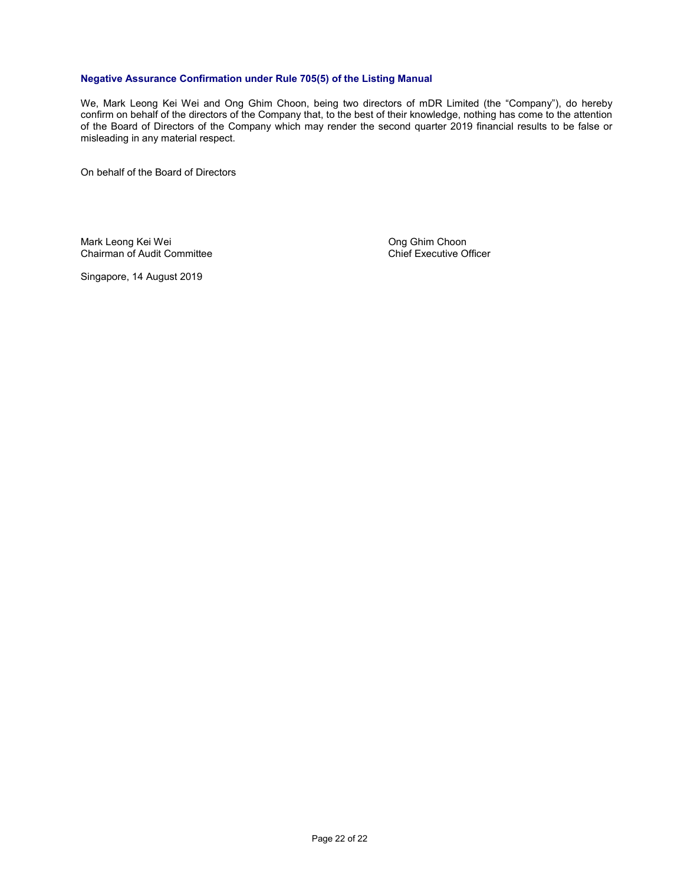### Negative Assurance Confirmation under Rule 705(5) of the Listing Manual

We, Mark Leong Kei Wei and Ong Ghim Choon, being two directors of mDR Limited (the "Company"), do hereby confirm on behalf of the directors of the Company that, to the best of their knowledge, nothing has come to the attention of the Board of Directors of the Company which may render the second quarter 2019 financial results to be false or misleading in any material respect.

On behalf of the Board of Directors

Mark Leong Kei Wei
Chairman of Audit Committee

Ong Ghim Choon
Chief Executive Officer

Singapore, 14 August 2019